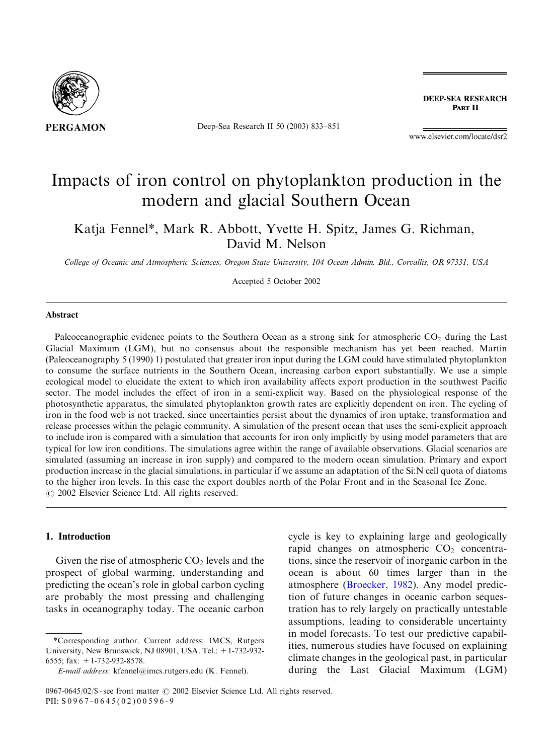# Impacts of iron control on phytoplankton production in the modern and glacial Southern Ocean

Katja Fennel*, Mark R. Abbott, Yvette H. Spitz, James G. Richman, David M. Nelson

*College of Oceanic and Atmospheric Sciences, Oregon State University, 104 Ocean Admin. Bld., Corvallis, OR 97331, USA*

Accepted 5 October 2002

## Abstract

Paleoceanographic evidence points to the Southern Ocean as a strong sink for atmospheric $CO_2$ during the Last Glacial Maximum (LGM), but no consensus about the responsible mechanism has yet been reached. Martin (Paleoceanography 5 (1990) 1) postulated that greater iron input during the LGM could have stimulated phytoplankton to consume the surface nutrients in the Southern Ocean, increasing carbon export substantially. We use a simple ecological model to elucidate the extent to which iron availability affects export production in the southwest Pacific sector. The model includes the effect of iron in a semi-explicit way. Based on the physiological response of the photosynthetic apparatus, the simulated phytoplankton growth rates are explicitly dependent on iron. The cycling of iron in the food web is not tracked, since uncertainties persist about the dynamics of iron uptake, transformation and release processes within the pelagic community. A simulation of the present ocean that uses the semi-explicit approach to include iron is compared with a simulation that accounts for iron only implicitly by using model parameters that are typical for low iron conditions. The simulations agree within the range of available observations. Glacial scenarios are simulated (assuming an increase in iron supply) and compared to the modern ocean simulation. Primary and export production increase in the glacial simulations, in particular if we assume an adaptation of the Si:N cell quota of diatoms to the higher iron levels. In this case the export doubles north of the Polar Front and in the Seasonal Ice Zone.
© 2002 Elsevier Science Ltd. All rights reserved.

## 1. Introduction

Given the rise of atmospheric $CO_2$ levels and the prospect of global warming, understanding and predicting the ocean's role in global carbon cycling are probably the most pressing and challenging tasks in oceanography today. The oceanic carbon cycle is key to explaining large and geologically rapid changes on atmospheric $CO_2$ concentrations, since the reservoir of inorganic carbon in the ocean is about 60 times larger than in the atmosphere (Broecker, 1982). Any model prediction of future changes in oceanic carbon sequestration has to rely largely on practically untestable assumptions, leading to considerable uncertainty in model forecasts. To test our predictive capabilities, numerous studies have focused on explaining climate changes in the geological past, in particular during the Last Glacial Maximum (LGM)

*Corresponding author. Current address: IMCS, Rutgers University, New Brunswick, NJ 08901, USA. Tel.: +1-732-932-6555; fax: +1-732-932-8578.

*E-mail address:* kfennel@imcs.rutgers.edu (K. Fennel).

0967-0645/02/$ - see front matter © 2002 Elsevier Science Ltd. All rights reserved.
PII: S0967-0645(02)00596-9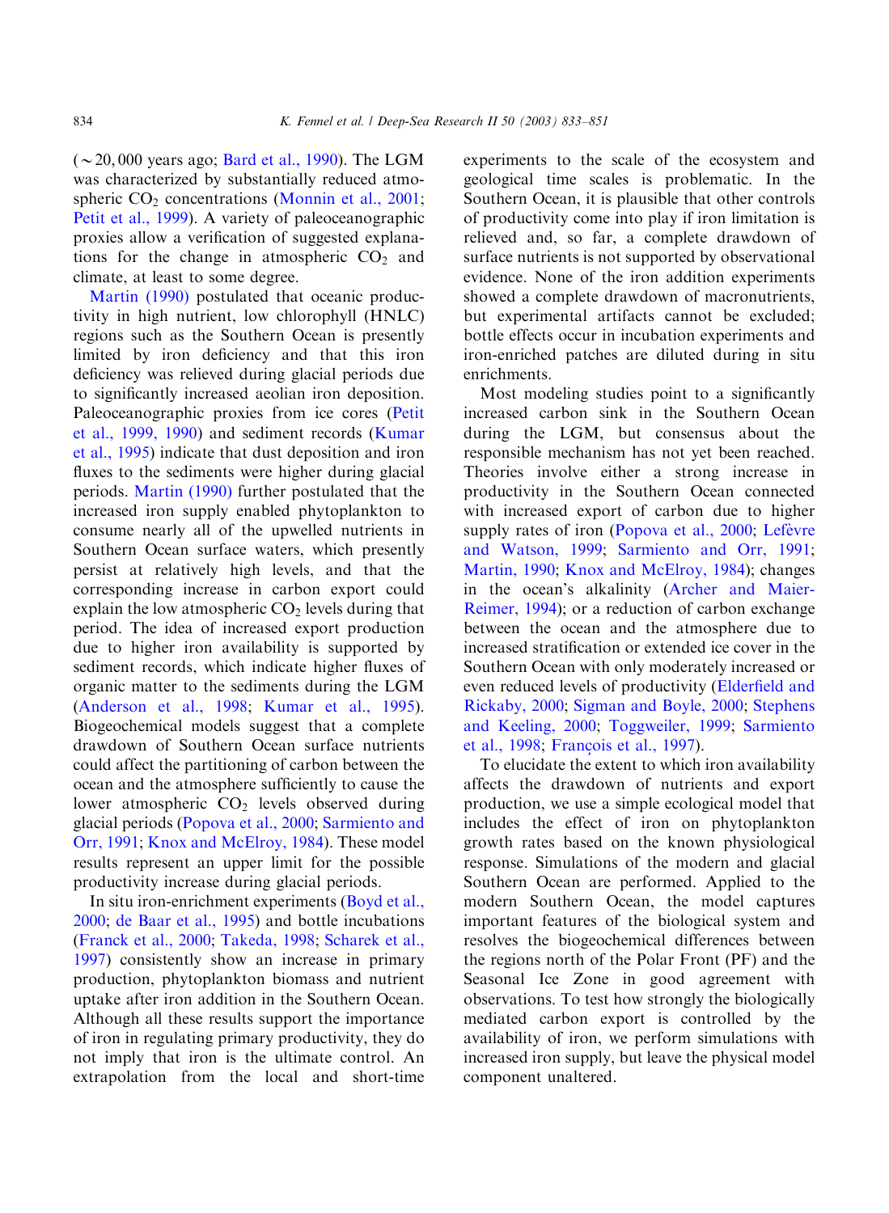(~20,000 years ago; Bard et al., 1990). The LGM was characterized by substantially reduced atmospheric $CO_2$ concentrations (Monnin et al., 2001; Petit et al., 1999). A variety of paleoceanographic proxies allow a verification of suggested explanations for the change in atmospheric $CO_2$ and climate, at least to some degree.

Martin (1990) postulated that oceanic productivity in high nutrient, low chlorophyll (HNLC) regions such as the Southern Ocean is presently limited by iron deficiency and that this iron deficiency was relieved during glacial periods due to significantly increased aeolian iron deposition. Paleoceanographic proxies from ice cores (Petit et al., 1999, 1990) and sediment records (Kumar et al., 1995) indicate that dust deposition and iron fluxes to the sediments were higher during glacial periods. Martin (1990) further postulated that the increased iron supply enabled phytoplankton to consume nearly all of the upwelled nutrients in Southern Ocean surface waters, which presently persist at relatively high levels, and that the corresponding increase in carbon export could explain the low atmospheric $CO_2$ levels during that period. The idea of increased export production due to higher iron availability is supported by sediment records, which indicate higher fluxes of organic matter to the sediments during the LGM (Anderson et al., 1998; Kumar et al., 1995). Biogeochemical models suggest that a complete drawdown of Southern Ocean surface nutrients could affect the partitioning of carbon between the ocean and the atmosphere sufficiently to cause the lower atmospheric $CO_2$ levels observed during glacial periods (Popova et al., 2000; Sarmiento and Orr, 1991; Knox and McElroy, 1984). These model results represent an upper limit for the possible productivity increase during glacial periods.

In situ iron-enrichment experiments (Boyd et al., 2000; de Baar et al., 1995) and bottle incubations (Franck et al., 2000; Takeda, 1998; Scharek et al., 1997) consistently show an increase in primary production, phytoplankton biomass and nutrient uptake after iron addition in the Southern Ocean. Although all these results support the importance of iron in regulating primary productivity, they do not imply that iron is the ultimate control. An extrapolation from the local and short-time experiments to the scale of the ecosystem and geological time scales is problematic. In the Southern Ocean, it is plausible that other controls of productivity come into play if iron limitation is relieved and, so far, a complete drawdown of surface nutrients is not supported by observational evidence. None of the iron addition experiments showed a complete drawdown of macronutrients, but experimental artifacts cannot be excluded; bottle effects occur in incubation experiments and iron-enriched patches are diluted during in situ enrichments.

Most modeling studies point to a significantly increased carbon sink in the Southern Ocean during the LGM, but consensus about the responsible mechanism has not yet been reached. Theories involve either a strong increase in productivity in the Southern Ocean connected with increased export of carbon due to higher supply rates of iron (Popova et al., 2000; Lefèvre and Watson, 1999; Sarmiento and Orr, 1991; Martin, 1990; Knox and McElroy, 1984); changes in the ocean's alkalinity (Archer and Maier-Reimer, 1994); or a reduction of carbon exchange between the ocean and the atmosphere due to increased stratification or extended ice cover in the Southern Ocean with only moderately increased or even reduced levels of productivity (Elderfield and Rickaby, 2000; Sigman and Boyle, 2000; Stephens and Keeling, 2000; Toggweiler, 1999; Sarmiento et al., 1998; François et al., 1997).

To elucidate the extent to which iron availability affects the drawdown of nutrients and export production, we use a simple ecological model that includes the effect of iron on phytoplankton growth rates based on the known physiological response. Simulations of the modern and glacial Southern Ocean are performed. Applied to the modern Southern Ocean, the model captures important features of the biological system and resolves the biogeochemical differences between the regions north of the Polar Front (PF) and the Seasonal Ice Zone in good agreement with observations. To test how strongly the biologically mediated carbon export is controlled by the availability of iron, we perform simulations with increased iron supply, but leave the physical model component unaltered.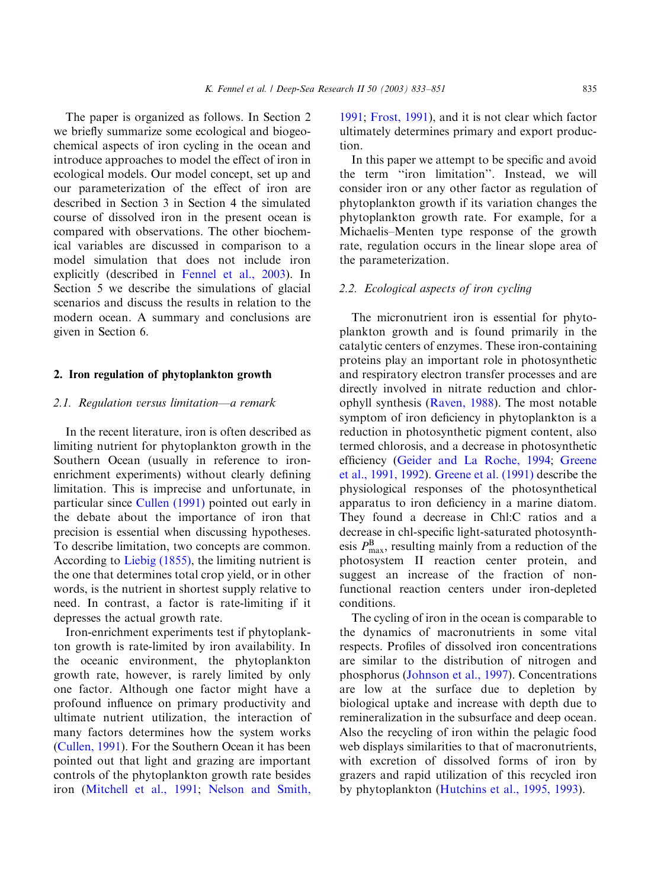The paper is organized as follows. In Section 2 we briefly summarize some ecological and biogeochemical aspects of iron cycling in the ocean and introduce approaches to model the effect of iron in ecological models. Our model concept, set up and our parameterization of the effect of iron are described in Section 3 in Section 4 the simulated course of dissolved iron in the present ocean is compared with observations. The other biochemical variables are discussed in comparison to a model simulation that does not include iron explicitly (described in Fennel et al., 2003). In Section 5 we describe the simulations of glacial scenarios and discuss the results in relation to the modern ocean. A summary and conclusions are given in Section 6.

## 2. Iron regulation of phytoplankton growth

### 2.1. Regulation versus limitation—a remark

In the recent literature, iron is often described as limiting nutrient for phytoplankton growth in the Southern Ocean (usually in reference to iron-enrichment experiments) without clearly defining limitation. This is imprecise and unfortunate, in particular since Cullen (1991) pointed out early in the debate about the importance of iron that precision is essential when discussing hypotheses. To describe limitation, two concepts are common. According to Liebig (1855), the limiting nutrient is the one that determines total crop yield, or in other words, is the nutrient in shortest supply relative to need. In contrast, a factor is rate-limiting if it depresses the actual growth rate.

Iron-enrichment experiments test if phytoplankton growth is rate-limited by iron availability. In the oceanic environment, the phytoplankton growth rate, however, is rarely limited by only one factor. Although one factor might have a profound influence on primary productivity and ultimate nutrient utilization, the interaction of many factors determines how the system works (Cullen, 1991). For the Southern Ocean it has been pointed out that light and grazing are important controls of the phytoplankton growth rate besides iron (Mitchell et al., 1991; Nelson and Smith, 1991; Frost, 1991), and it is not clear which factor ultimately determines primary and export production.

In this paper we attempt to be specific and avoid the term "iron limitation". Instead, we will consider iron or any other factor as regulation of phytoplankton growth if its variation changes the phytoplankton growth rate. For example, for a Michaelis–Menten type response of the growth rate, regulation occurs in the linear slope area of the parameterization.

### 2.2. Ecological aspects of iron cycling

The micronutrient iron is essential for phytoplankton growth and is found primarily in the catalytic centers of enzymes. These iron-containing proteins play an important role in photosynthetic and respiratory electron transfer processes and are directly involved in nitrate reduction and chlorophyll synthesis (Raven, 1988). The most notable symptom of iron deficiency in phytoplankton is a reduction in photosynthetic pigment content, also termed chlorosis, and a decrease in photosynthetic efficiency (Geider and La Roche, 1994; Greene et al., 1991, 1992). Greene et al. (1991) describe the physiological responses of the photosynthetical apparatus to iron deficiency in a marine diatom. They found a decrease in Chl:C ratios and a decrease in chl-specific light-saturated photosynthesis $P^{\mathrm{B}}_{\max}$, resulting mainly from a reduction of the photosystem II reaction center protein, and suggest an increase of the fraction of non-functional reaction centers under iron-depleted conditions.

The cycling of iron in the ocean is comparable to the dynamics of macronutrients in some vital respects. Profiles of dissolved iron concentrations are similar to the distribution of nitrogen and phosphorus (Johnson et al., 1997). Concentrations are low at the surface due to depletion by biological uptake and increase with depth due to remineralization in the subsurface and deep ocean. Also the recycling of iron within the pelagic food web displays similarities to that of macronutrients, with excretion of dissolved forms of iron by grazers and rapid utilization of this recycled iron by phytoplankton (Hutchins et al., 1995, 1993).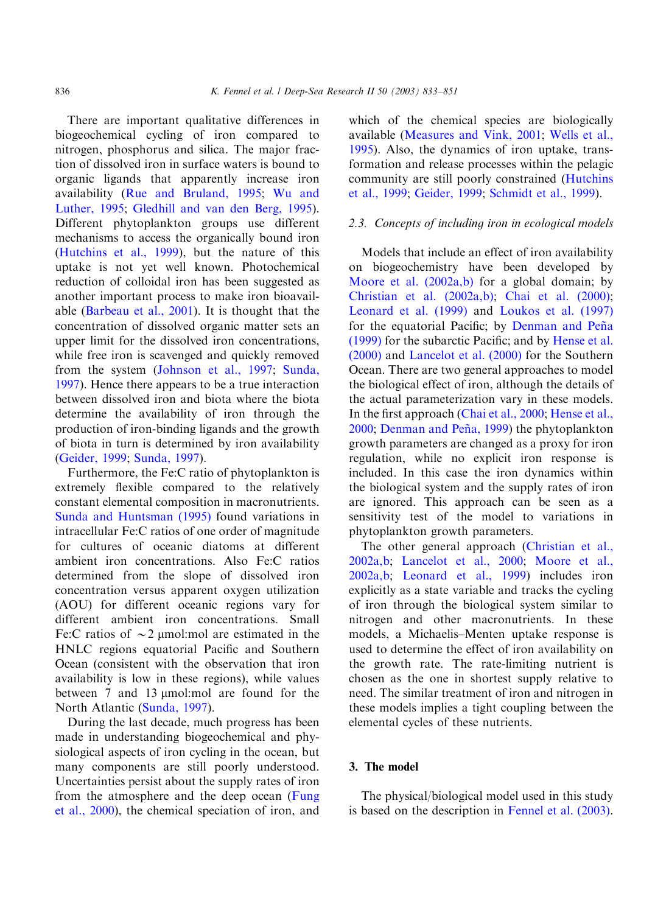There are important qualitative differences in biogeochemical cycling of iron compared to nitrogen, phosphorus and silica. The major fraction of dissolved iron in surface waters is bound to organic ligands that apparently increase iron availability (Rue and Bruland, 1995; Wu and Luther, 1995; Gledhill and van den Berg, 1995). Different phytoplankton groups use different mechanisms to access the organically bound iron (Hutchins et al., 1999), but the nature of this uptake is not yet well known. Photochemical reduction of colloidal iron has been suggested as another important process to make iron bioavailable (Barbeau et al., 2001). It is thought that the concentration of dissolved organic matter sets an upper limit for the dissolved iron concentrations, while free iron is scavenged and quickly removed from the system (Johnson et al., 1997; Sunda, 1997). Hence there appears to be a true interaction between dissolved iron and biota where the biota determine the availability of iron through the production of iron-binding ligands and the growth of biota in turn is determined by iron availability (Geider, 1999; Sunda, 1997).

Furthermore, the Fe:C ratio of phytoplankton is extremely flexible compared to the relatively constant elemental composition in macronutrients. Sunda and Huntsman (1995) found variations in intracellular Fe:C ratios of one order of magnitude for cultures of oceanic diatoms at different ambient iron concentrations. Also Fe:C ratios determined from the slope of dissolved iron concentration versus apparent oxygen utilization (AOU) for different oceanic regions vary for different ambient iron concentrations. Small Fe:C ratios of $\sim 2$ μmol:mol are estimated in the HNLC regions equatorial Pacific and Southern Ocean (consistent with the observation that iron availability is low in these regions), while values between 7 and 13 μmol:mol are found for the North Atlantic (Sunda, 1997).

During the last decade, much progress has been made in understanding biogeochemical and physiological aspects of iron cycling in the ocean, but many components are still poorly understood. Uncertainties persist about the supply rates of iron from the atmosphere and the deep ocean (Fung et al., 2000), the chemical speciation of iron, and which of the chemical species are biologically available (Measures and Vink, 2001; Wells et al., 1995). Also, the dynamics of iron uptake, transformation and release processes within the pelagic community are still poorly constrained (Hutchins et al., 1999; Geider, 1999; Schmidt et al., 1999).

### 2.3. Concepts of including iron in ecological models

Models that include an effect of iron availability on biogeochemistry have been developed by Moore et al. (2002a,b) for a global domain; by Christian et al. (2002a,b); Chai et al. (2000); Leonard et al. (1999) and Loukos et al. (1997) for the equatorial Pacific; by Denman and Peña (1999) for the subarctic Pacific; and by Hense et al. (2000) and Lancelot et al. (2000) for the Southern Ocean. There are two general approaches to model the biological effect of iron, although the details of the actual parameterization vary in these models. In the first approach (Chai et al., 2000; Hense et al., 2000; Denman and Peña, 1999) the phytoplankton growth parameters are changed as a proxy for iron regulation, while no explicit iron response is included. In this case the iron dynamics within the biological system and the supply rates of iron are ignored. This approach can be seen as a sensitivity test of the model to variations in phytoplankton growth parameters.

The other general approach (Christian et al., 2002a,b; Lancelot et al., 2000; Moore et al., 2002a,b; Leonard et al., 1999) includes iron explicitly as a state variable and tracks the cycling of iron through the biological system similar to nitrogen and other macronutrients. In these models, a Michaelis–Menten uptake response is used to determine the effect of iron availability on the growth rate. The rate-limiting nutrient is chosen as the one in shortest supply relative to need. The similar treatment of iron and nitrogen in these models implies a tight coupling between the elemental cycles of these nutrients.

## 3. The model

The physical/biological model used in this study is based on the description in Fennel et al. (2003).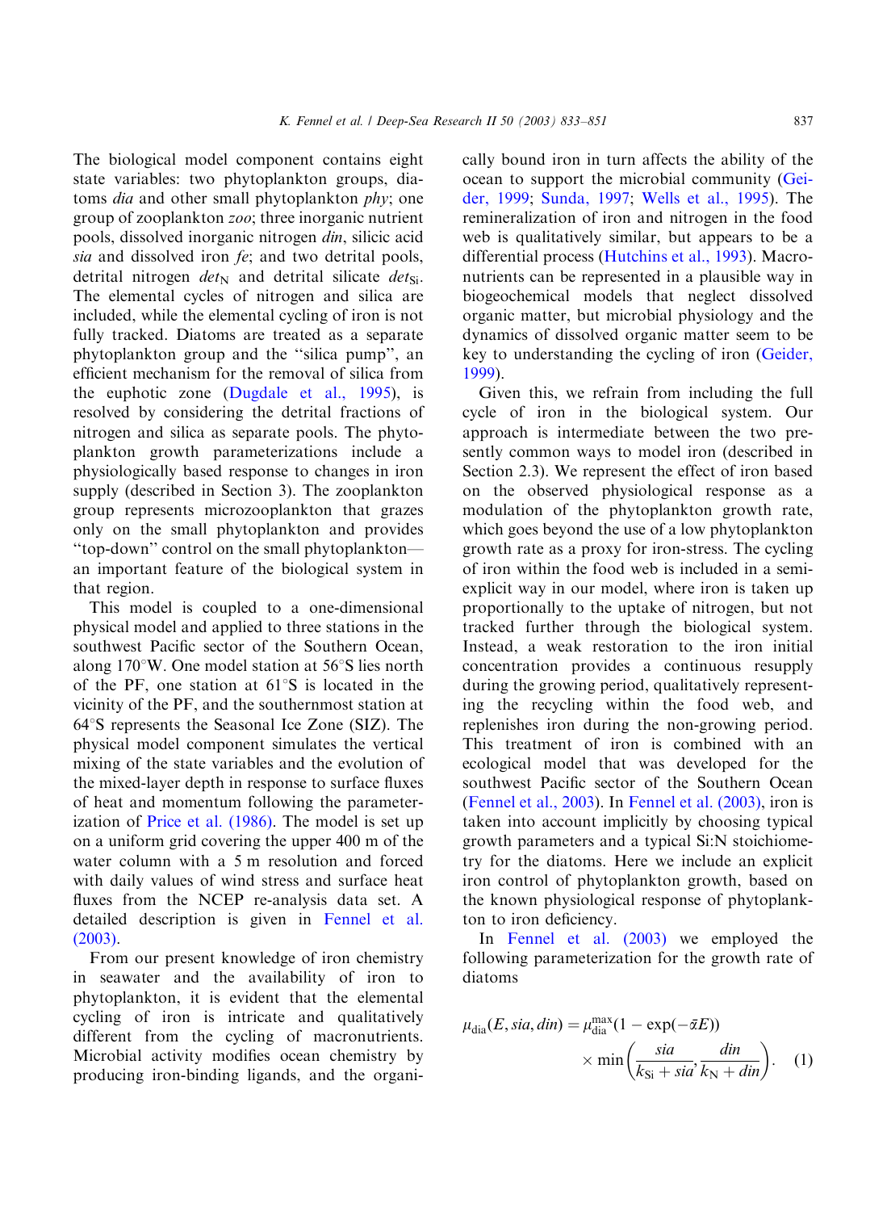The biological model component contains eight state variables: two phytoplankton groups, diatoms *dia* and other small phytoplankton *phy*; one group of zooplankton *zoo*; three inorganic nutrient pools, dissolved inorganic nitrogen *din*, silicic acid *sia* and dissolved iron *fe*; and two detrital pools, detrital nitrogen $det_{\mathrm{N}}$ and detrital silicate $det_{\mathrm{Si}}$. The elemental cycles of nitrogen and silica are included, while the elemental cycling of iron is not fully tracked. Diatoms are treated as a separate phytoplankton group and the "silica pump", an efficient mechanism for the removal of silica from the euphotic zone (Dugdale et al., 1995), is resolved by considering the detrital fractions of nitrogen and silica as separate pools. The phytoplankton growth parameterizations include a physiologically based response to changes in iron supply (described in Section 3). The zooplankton group represents microzooplankton that grazes only on the small phytoplankton and provides "top-down" control on the small phytoplankton—an important feature of the biological system in that region.

This model is coupled to a one-dimensional physical model and applied to three stations in the southwest Pacific sector of the Southern Ocean, along 170°W. One model station at 56°S lies north of the PF, one station at 61°S is located in the vicinity of the PF, and the southernmost station at 64°S represents the Seasonal Ice Zone (SIZ). The physical model component simulates the vertical mixing of the state variables and the evolution of the mixed-layer depth in response to surface fluxes of heat and momentum following the parameterization of Price et al. (1986). The model is set up on a uniform grid covering the upper 400 m of the water column with a 5 m resolution and forced with daily values of wind stress and surface heat fluxes from the NCEP re-analysis data set. A detailed description is given in Fennel et al. (2003).

From our present knowledge of iron chemistry in seawater and the availability of iron to phytoplankton, it is evident that the elemental cycling of iron is intricate and qualitatively different from the cycling of macronutrients. Microbial activity modifies ocean chemistry by producing iron-binding ligands, and the organically bound iron in turn affects the ability of the ocean to support the microbial community (Geider, 1999; Sunda, 1997; Wells et al., 1995). The remineralization of iron and nitrogen in the food web is qualitatively similar, but appears to be a differential process (Hutchins et al., 1993). Macronutrients can be represented in a plausible way in biogeochemical models that neglect dissolved organic matter, but microbial physiology and the dynamics of dissolved organic matter seem to be key to understanding the cycling of iron (Geider, 1999).

Given this, we refrain from including the full cycle of iron in the biological system. Our approach is intermediate between the two presently common ways to model iron (described in Section 2.3). We represent the effect of iron based on the observed physiological response as a modulation of the phytoplankton growth rate, which goes beyond the use of a low phytoplankton growth rate as a proxy for iron-stress. The cycling of iron within the food web is included in a semi-explicit way in our model, where iron is taken up proportionally to the uptake of nitrogen, but not tracked further through the biological system. Instead, a weak restoration to the iron initial concentration provides a continuous resupply during the growing period, qualitatively representing the recycling within the food web, and replenishes iron during the non-growing period. This treatment of iron is combined with an ecological model that was developed for the southwest Pacific sector of the Southern Ocean (Fennel et al., 2003). In Fennel et al. (2003), iron is taken into account implicitly by choosing typical growth parameters and a typical Si:N stoichiometry for the diatoms. Here we include an explicit iron control of phytoplankton growth, based on the known physiological response of phytoplankton to iron deficiency.

In Fennel et al. (2003) we employed the following parameterization for the growth rate of diatoms

$$\mu_{\mathrm{dia}}(E, sia, din) = \mu_{\mathrm{dia}}^{\max}(1 - \exp(-\tilde{\alpha}E)) \times \min\left(\frac{sia}{k_{\mathrm{Si}} + sia}, \frac{din}{k_{\mathrm{N}} + din}\right). \quad (1)$$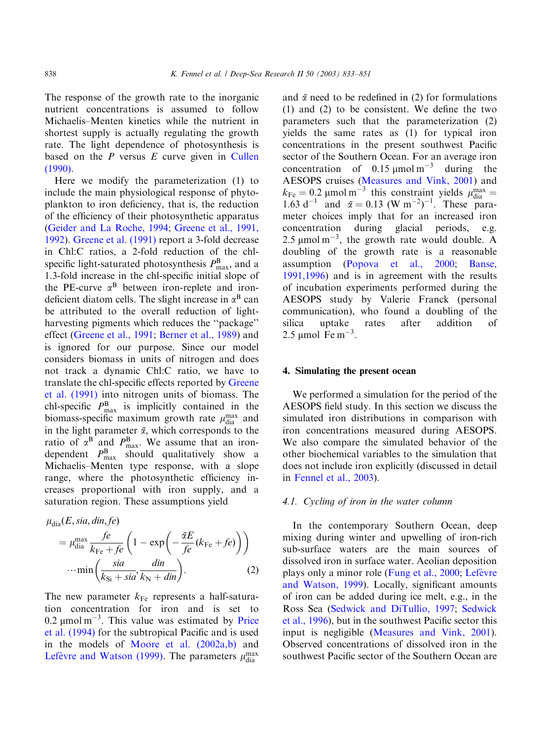The response of the growth rate to the inorganic nutrient concentrations is assumed to follow Michaelis–Menten kinetics while the nutrient in shortest supply is actually regulating the growth rate. The light dependence of photosynthesis is based on the $P$ versus $E$ curve given in Cullen (1990).

Here we modify the parameterization (1) to include the main physiological response of phytoplankton to iron deficiency, that is, the reduction of the efficiency of their photosynthetic apparatus (Geider and La Roche, 1994; Greene et al., 1991, 1992). Greene et al. (1991) report a 3-fold decrease in Chl:C ratios, a 2-fold reduction of the chl-specific light-saturated photosynthesis $P^{\mathrm{B}}_{\max}$, and a 1.3-fold increase in the chl-specific initial slope of the PE-curve $\alpha^{\mathrm{B}}$ between iron-replete and iron-deficient diatom cells. The slight increase in $\alpha^{\mathrm{B}}$ can be attributed to the overall reduction of light-harvesting pigments which reduces the "package" effect (Greene et al., 1991; Berner et al., 1989) and is ignored for our purpose. Since our model considers biomass in units of nitrogen and does not track a dynamic Chl:C ratio, we have to translate the chl-specific effects reported by Greene et al. (1991) into nitrogen units of biomass. The chl-specific $P^{\mathrm{B}}_{\max}$ is implicitly contained in the biomass-specific maximum growth rate $\mu^{\max}_{\mathrm{dia}}$ and in the light parameter $\bar{\alpha}$, which corresponds to the ratio of $\alpha^{\mathrm{B}}$ and $P^{\mathrm{B}}_{\max}$. We assume that an iron-dependent $P^{\mathrm{B}}_{\max}$ should qualitatively show a Michaelis–Menten type response, with a slope range, where the photosynthetic efficiency increases proportional with iron supply, and a saturation region. These assumptions yield

$$\mu_{\mathrm{dia}}(E, sia, din, fe) = \mu^{\max}_{\mathrm{dia}} \frac{fe}{k_{\mathrm{Fe}} + fe}\left(1 - \exp\left(-\frac{\bar{\alpha}E}{fe}(k_{\mathrm{Fe}} + fe)\right)\right) \cdots \min\left(\frac{sia}{k_{\mathrm{Si}} + sia}, \frac{din}{k_{\mathrm{N}} + din}\right). \qquad (2)$$

The new parameter $k_{\mathrm{Fe}}$ represents a half-saturation concentration for iron and is set to $0.2\ \mu\mathrm{mol\,m^{-3}}$. This value was estimated by Price et al. (1994) for the subtropical Pacific and is used in the models of Moore et al. (2002a,b) and Lefèvre and Watson (1999). The parameters $\mu^{\max}_{\mathrm{dia}}$ and $\bar{\alpha}$ need to be redefined in (2) for formulations (1) and (2) to be consistent. We define the two parameters such that the parameterization (2) yields the same rates as (1) for typical iron concentrations in the present southwest Pacific sector of the Southern Ocean. For an average iron concentration of $0.15\ \mu\mathrm{mol\,m^{-3}}$ during the AESOPS cruises (Measures and Vink, 2001) and $k_{\mathrm{Fe}} = 0.2\ \mu\mathrm{mol\,m^{-3}}$ this constraint yields $\mu^{\max}_{\mathrm{dia}} = 1.63\ \mathrm{d^{-1}}$ and $\bar{\alpha} = 0.13\ (\mathrm{W\,m^{-2}})^{-1}$. These parameter choices imply that for an increased iron concentration during glacial periods, e.g. $2.5\ \mu\mathrm{mol\,m^{-3}}$, the growth rate would double. A doubling of the growth rate is a reasonable assumption (Popova et al., 2000; Banse, 1991,1996) and is in agreement with the results of incubation experiments performed during the AESOPS study by Valerie Franck (personal communication), who found a doubling of the silica uptake rates after addition of $2.5\ \mu\mathrm{mol\ Fe\,m^{-3}}$.

## 4. Simulating the present ocean

We performed a simulation for the period of the AESOPS field study. In this section we discuss the simulated iron distributions in comparison with iron concentrations measured during AESOPS. We also compare the simulated behavior of the other biochemical variables to the simulation that does not include iron explicitly (discussed in detail in Fennel et al., 2003).

### *4.1. Cycling of iron in the water column*

In the contemporary Southern Ocean, deep mixing during winter and upwelling of iron-rich sub-surface waters are the main sources of dissolved iron in surface water. Aeolian deposition plays only a minor role (Fung et al., 2000; Lefèvre and Watson, 1999). Locally, significant amounts of iron can be added during ice melt, e.g., in the Ross Sea (Sedwick and DiTullio, 1997; Sedwick et al., 1996), but in the southwest Pacific sector this input is negligible (Measures and Vink, 2001). Observed concentrations of dissolved iron in the southwest Pacific sector of the Southern Ocean are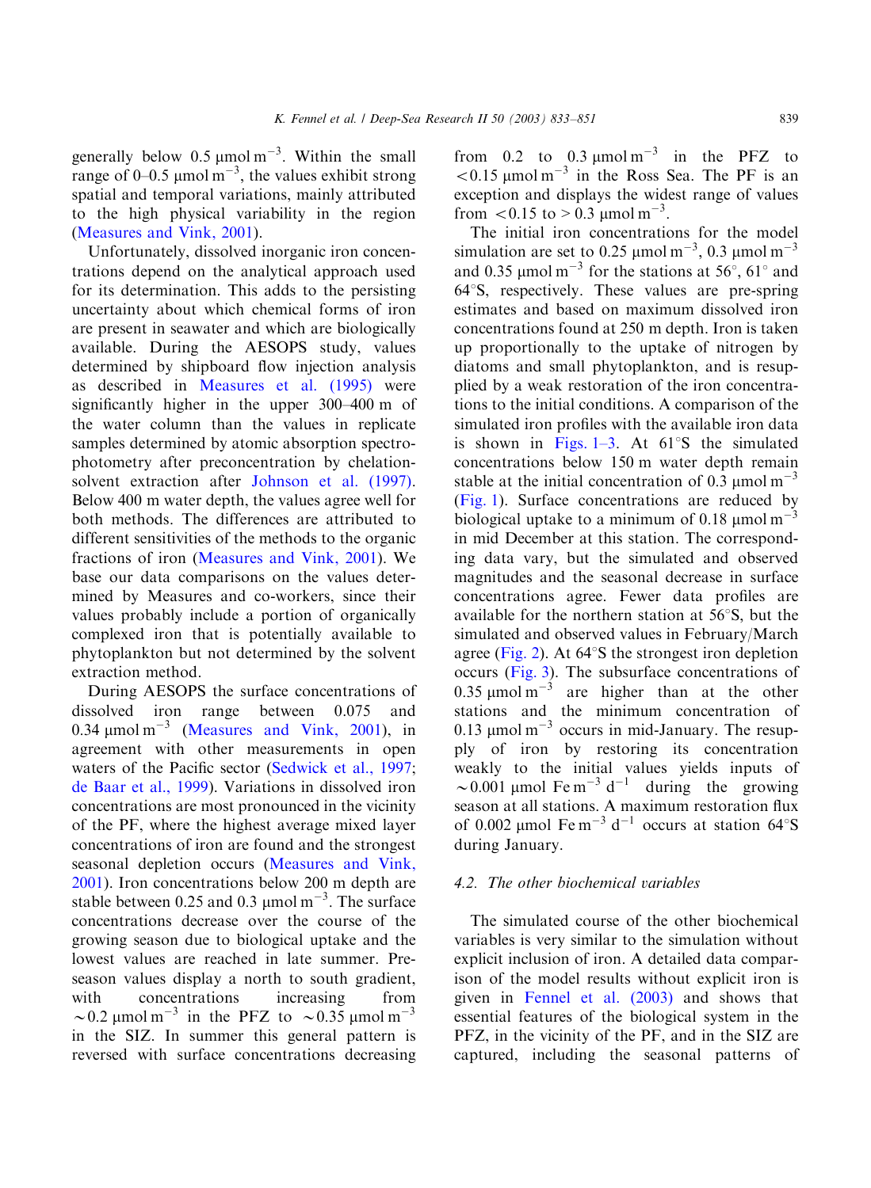generally below 0.5 μmol m$^{-3}$. Within the small range of 0–0.5 μmol m$^{-3}$, the values exhibit strong spatial and temporal variations, mainly attributed to the high physical variability in the region (Measures and Vink, 2001).

Unfortunately, dissolved inorganic iron concentrations depend on the analytical approach used for its determination. This adds to the persisting uncertainty about which chemical forms of iron are present in seawater and which are biologically available. During the AESOPS study, values determined by shipboard flow injection analysis as described in Measures et al. (1995) were significantly higher in the upper 300–400 m of the water column than the values in replicate samples determined by atomic absorption spectrophotometry after preconcentration by chelation-solvent extraction after Johnson et al. (1997). Below 400 m water depth, the values agree well for both methods. The differences are attributed to different sensitivities of the methods to the organic fractions of iron (Measures and Vink, 2001). We base our data comparisons on the values determined by Measures and co-workers, since their values probably include a portion of organically complexed iron that is potentially available to phytoplankton but not determined by the solvent extraction method.

During AESOPS the surface concentrations of dissolved iron range between 0.075 and 0.34 μmol m$^{-3}$ (Measures and Vink, 2001), in agreement with other measurements in open waters of the Pacific sector (Sedwick et al., 1997; de Baar et al., 1999). Variations in dissolved iron concentrations are most pronounced in the vicinity of the PF, where the highest average mixed layer concentrations of iron are found and the strongest seasonal depletion occurs (Measures and Vink, 2001). Iron concentrations below 200 m depth are stable between 0.25 and 0.3 μmol m$^{-3}$. The surface concentrations decrease over the course of the growing season due to biological uptake and the lowest values are reached in late summer. Pre-season values display a north to south gradient, with concentrations increasing from ~0.2 μmol m$^{-3}$ in the PFZ to ~0.35 μmol m$^{-3}$ in the SIZ. In summer this general pattern is reversed with surface concentrations decreasing from 0.2 to 0.3 μmol m$^{-3}$ in the PFZ to <0.15 μmol m$^{-3}$ in the Ross Sea. The PF is an exception and displays the widest range of values from <0.15 to >0.3 μmol m$^{-3}$.

The initial iron concentrations for the model simulation are set to 0.25 μmol m$^{-3}$, 0.3 μmol m$^{-3}$ and 0.35 μmol m$^{-3}$ for the stations at 56°, 61° and 64°S, respectively. These values are pre-spring estimates and based on maximum dissolved iron concentrations found at 250 m depth. Iron is taken up proportionally to the uptake of nitrogen by diatoms and small phytoplankton, and is resupplied by a weak restoration of the iron concentrations to the initial conditions. A comparison of the simulated iron profiles with the available iron data is shown in Figs. 1–3. At 61°S the simulated concentrations below 150 m water depth remain stable at the initial concentration of 0.3 μmol m$^{-3}$ (Fig. 1). Surface concentrations are reduced by biological uptake to a minimum of 0.18 μmol m$^{-3}$ in mid December at this station. The corresponding data vary, but the simulated and observed magnitudes and the seasonal decrease in surface concentrations agree. Fewer data profiles are available for the northern station at 56°S, but the simulated and observed values in February/March agree (Fig. 2). At 64°S the strongest iron depletion occurs (Fig. 3). The subsurface concentrations of 0.35 μmol m$^{-3}$ are higher than at the other stations and the minimum concentration of 0.13 μmol m$^{-3}$ occurs in mid-January. The resupply of iron by restoring its concentration weakly to the initial values yields inputs of ~0.001 μmol Fe m$^{-3}$ d$^{-1}$ during the growing season at all stations. A maximum restoration flux of 0.002 μmol Fe m$^{-3}$ d$^{-1}$ occurs at station 64°S during January.

### 4.2. The other biochemical variables

The simulated course of the other biochemical variables is very similar to the simulation without explicit inclusion of iron. A detailed data comparison of the model results without explicit iron is given in Fennel et al. (2003) and shows that essential features of the biological system in the PFZ, in the vicinity of the PF, and in the SIZ are captured, including the seasonal patterns of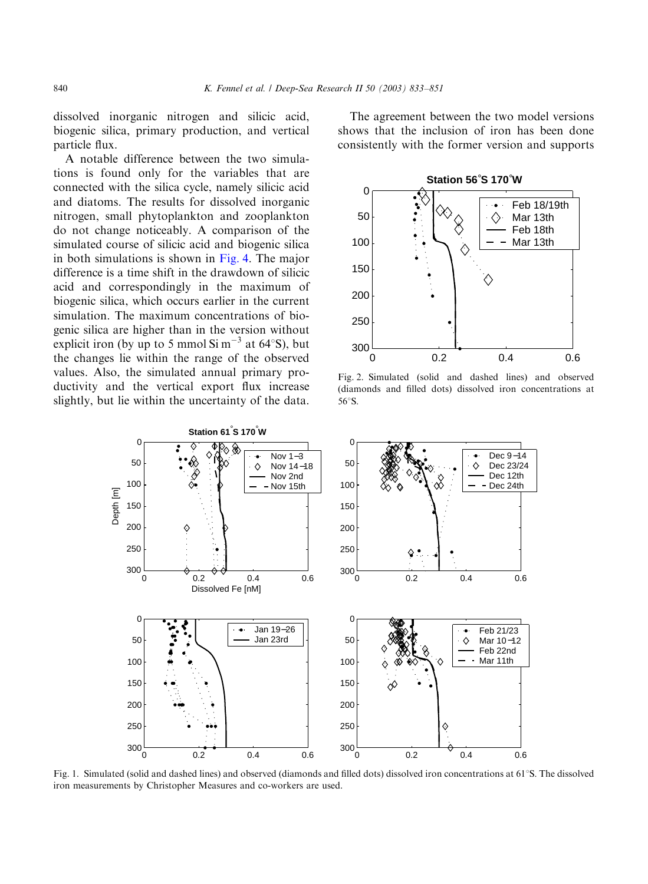dissolved inorganic nitrogen and silicic acid, biogenic silica, primary production, and vertical particle flux.

A notable difference between the two simulations is found only for the variables that are connected with the silica cycle, namely silicic acid and diatoms. The results for dissolved inorganic nitrogen, small phytoplankton and zooplankton do not change noticeably. A comparison of the simulated course of silicic acid and biogenic silica in both simulations is shown in Fig. 4. The major difference is a time shift in the drawdown of silicic acid and correspondingly in the maximum of biogenic silica, which occurs earlier in the current simulation. The maximum concentrations of biogenic silica are higher than in the version without explicit iron (by up to 5 mmol Si $m^{-3}$ at 64°S), but the changes lie within the range of the observed values. Also, the simulated annual primary productivity and the vertical export flux increase slightly, but lie within the uncertainty of the data.

The agreement between the two model versions shows that the inclusion of iron has been done consistently with the former version and supports

Fig. 2. Simulated (solid and dashed lines) and observed (diamonds and filled dots) dissolved iron concentrations at 56°S.

Fig. 1. Simulated (solid and dashed lines) and observed (diamonds and filled dots) dissolved iron concentrations at 61°S. The dissolved iron measurements by Christopher Measures and co-workers are used.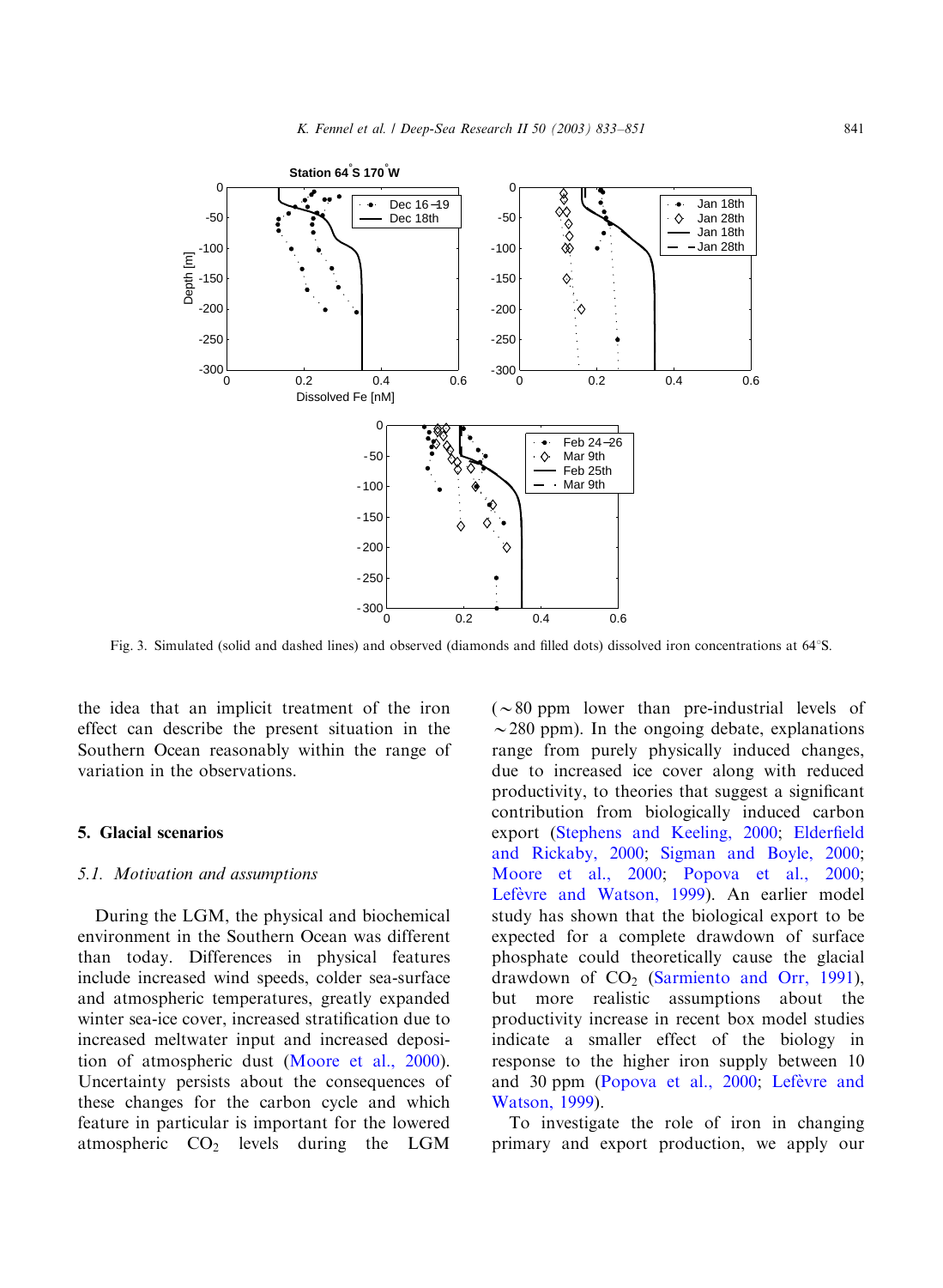Fig. 3. Simulated (solid and dashed lines) and observed (diamonds and filled dots) dissolved iron concentrations at 64°S.

the idea that an implicit treatment of the iron effect can describe the present situation in the Southern Ocean reasonably within the range of variation in the observations.

## 5. Glacial scenarios

### *5.1. Motivation and assumptions*

During the LGM, the physical and biochemical environment in the Southern Ocean was different than today. Differences in physical features include increased wind speeds, colder sea-surface and atmospheric temperatures, greatly expanded winter sea-ice cover, increased stratification due to increased meltwater input and increased deposition of atmospheric dust (Moore et al., 2000). Uncertainty persists about the consequences of these changes for the carbon cycle and which feature in particular is important for the lowered atmospheric $CO_2$ levels during the LGM ($\sim$80 ppm lower than pre-industrial levels of $\sim$280 ppm). In the ongoing debate, explanations range from purely physically induced changes, due to increased ice cover along with reduced productivity, to theories that suggest a significant contribution from biologically induced carbon export (Stephens and Keeling, 2000; Elderfield and Rickaby, 2000; Sigman and Boyle, 2000; Moore et al., 2000; Popova et al., 2000; Lefèvre and Watson, 1999). An earlier model study has shown that the biological export to be expected for a complete drawdown of surface phosphate could theoretically cause the glacial drawdown of $CO_2$ (Sarmiento and Orr, 1991), but more realistic assumptions about the productivity increase in recent box model studies indicate a smaller effect of the biology in response to the higher iron supply between 10 and 30 ppm (Popova et al., 2000; Lefèvre and Watson, 1999).

To investigate the role of iron in changing primary and export production, we apply our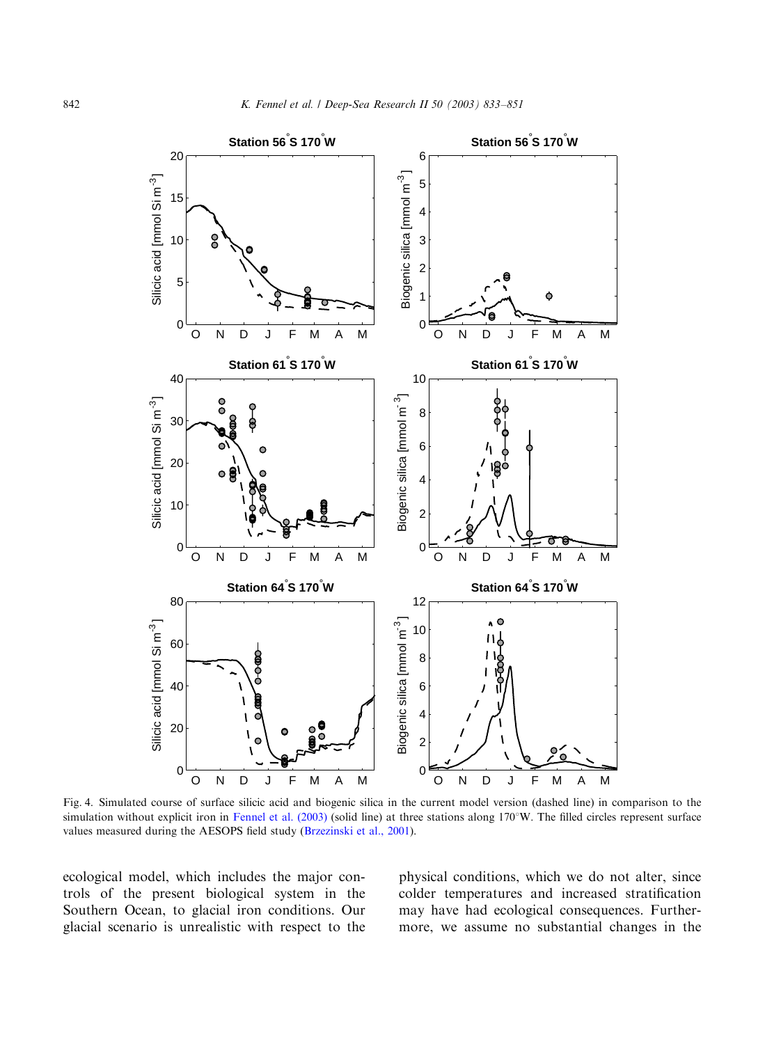Fig. 4. Simulated course of surface silicic acid and biogenic silica in the current model version (dashed line) in comparison to the simulation without explicit iron in Fennel et al. (2003) (solid line) at three stations along 170°W. The filled circles represent surface values measured during the AESOPS field study (Brzezinski et al., 2001).

ecological model, which includes the major controls of the present biological system in the Southern Ocean, to glacial iron conditions. Our glacial scenario is unrealistic with respect to the physical conditions, which we do not alter, since colder temperatures and increased stratification may have had ecological consequences. Furthermore, we assume no substantial changes in the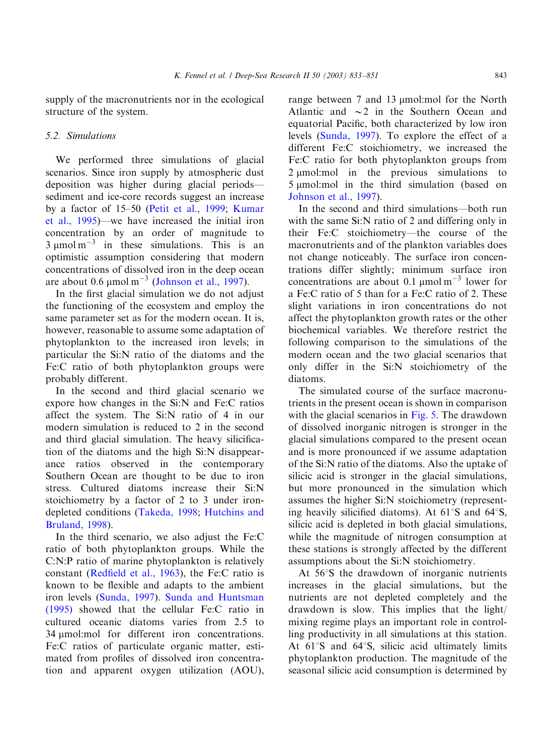supply of the macronutrients nor in the ecological structure of the system.

### 5.2. Simulations

We performed three simulations of glacial scenarios. Since iron supply by atmospheric dust deposition was higher during glacial periods—sediment and ice-core records suggest an increase by a factor of 15–50 (Petit et al., 1999; Kumar et al., 1995)—we have increased the initial iron concentration by an order of magnitude to 3 μmol $m^{-3}$ in these simulations. This is an optimistic assumption considering that modern concentrations of dissolved iron in the deep ocean are about 0.6 μmol $m^{-3}$ (Johnson et al., 1997).

In the first glacial simulation we do not adjust the functioning of the ecosystem and employ the same parameter set as for the modern ocean. It is, however, reasonable to assume some adaptation of phytoplankton to the increased iron levels; in particular the Si:N ratio of the diatoms and the Fe:C ratio of both phytoplankton groups were probably different.

In the second and third glacial scenario we expore how changes in the Si:N and Fe:C ratios affect the system. The Si:N ratio of 4 in our modern simulation is reduced to 2 in the second and third glacial simulation. The heavy silicification of the diatoms and the high Si:N disappearance ratios observed in the contemporary Southern Ocean are thought to be due to iron stress. Cultured diatoms increase their Si:N stoichiometry by a factor of 2 to 3 under iron-depleted conditions (Takeda, 1998; Hutchins and Bruland, 1998).

In the third scenario, we also adjust the Fe:C ratio of both phytoplankton groups. While the C:N:P ratio of marine phytoplankton is relatively constant (Redfield et al., 1963), the Fe:C ratio is known to be flexible and adapts to the ambient iron levels (Sunda, 1997). Sunda and Huntsman (1995) showed that the cellular Fe:C ratio in cultured oceanic diatoms varies from 2.5 to 34 μmol:mol for different iron concentrations. Fe:C ratios of particulate organic matter, estimated from profiles of dissolved iron concentration and apparent oxygen utilization (AOU), range between 7 and 13 μmol:mol for the North Atlantic and ~2 in the Southern Ocean and equatorial Pacific, both characterized by low iron levels (Sunda, 1997). To explore the effect of a different Fe:C stoichiometry, we increased the Fe:C ratio for both phytoplankton groups from 2 μmol:mol in the previous simulations to 5 μmol:mol in the third simulation (based on Johnson et al., 1997).

In the second and third simulations—both run with the same Si:N ratio of 2 and differing only in their Fe:C stoichiometry—the course of the macronutrients and of the plankton variables does not change noticeably. The surface iron concentrations differ slightly; minimum surface iron concentrations are about 0.1 μmol $m^{-3}$ lower for a Fe:C ratio of 5 than for a Fe:C ratio of 2. These slight variations in iron concentrations do not affect the phytoplankton growth rates or the other biochemical variables. We therefore restrict the following comparison to the simulations of the modern ocean and the two glacial scenarios that only differ in the Si:N stoichiometry of the diatoms.

The simulated course of the surface macronutrients in the present ocean is shown in comparison with the glacial scenarios in Fig. 5. The drawdown of dissolved inorganic nitrogen is stronger in the glacial simulations compared to the present ocean and is more pronounced if we assume adaptation of the Si:N ratio of the diatoms. Also the uptake of silicic acid is stronger in the glacial simulations, but more pronounced in the simulation which assumes the higher Si:N stoichiometry (representing heavily silicified diatoms). At 61°S and 64°S, silicic acid is depleted in both glacial simulations, while the magnitude of nitrogen consumption at these stations is strongly affected by the different assumptions about the Si:N stoichiometry.

At 56°S the drawdown of inorganic nutrients increases in the glacial simulations, but the nutrients are not depleted completely and the drawdown is slow. This implies that the light/mixing regime plays an important role in controlling productivity in all simulations at this station. At 61°S and 64°S, silicic acid ultimately limits phytoplankton production. The magnitude of the seasonal silicic acid consumption is determined by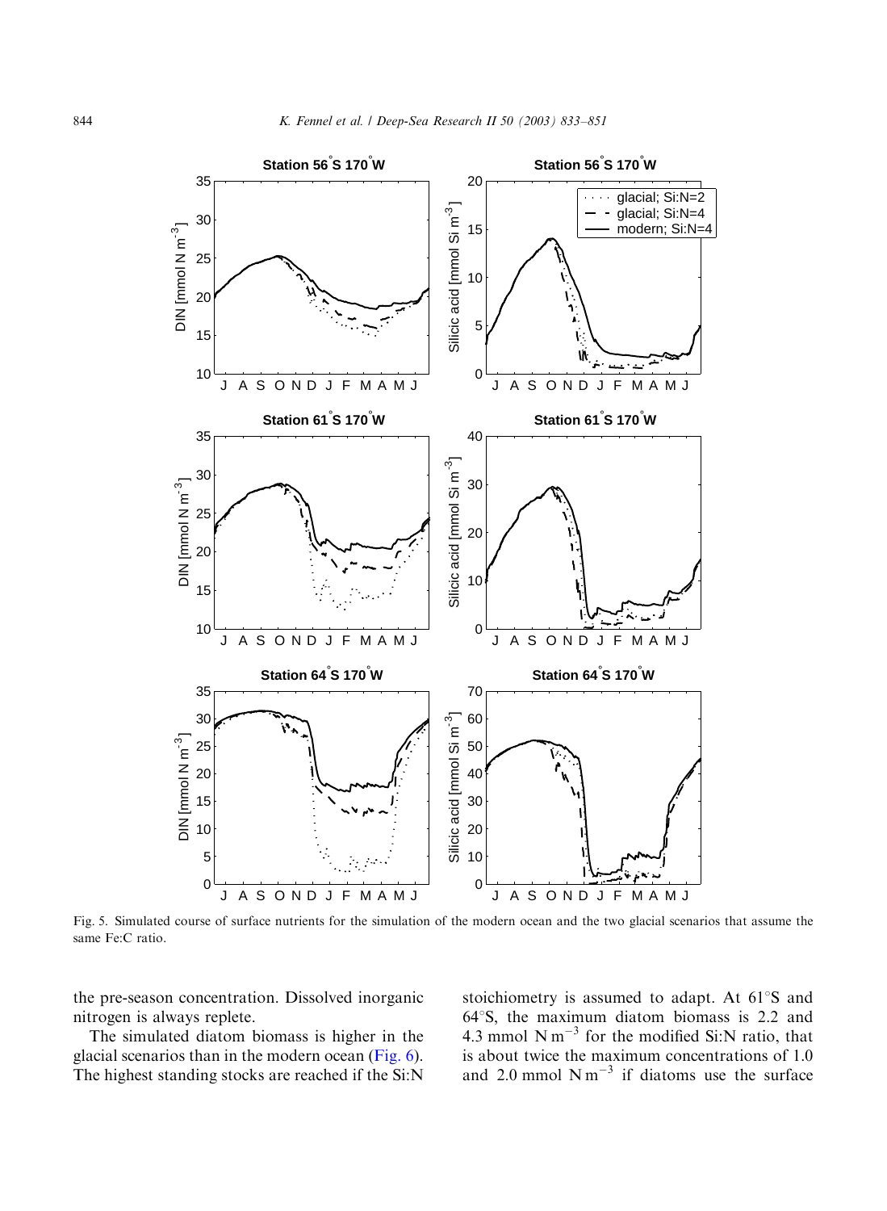Fig. 5. Simulated course of surface nutrients for the simulation of the modern ocean and the two glacial scenarios that assume the same Fe:C ratio.

the pre-season concentration. Dissolved inorganic nitrogen is always replete.

The simulated diatom biomass is higher in the glacial scenarios than in the modern ocean (Fig. 6). The highest standing stocks are reached if the Si:N stoichiometry is assumed to adapt. At 61°S and 64°S, the maximum diatom biomass is 2.2 and 4.3 mmol N $m^{-3}$ for the modified Si:N ratio, that is about twice the maximum concentrations of 1.0 and 2.0 mmol N $m^{-3}$ if diatoms use the surface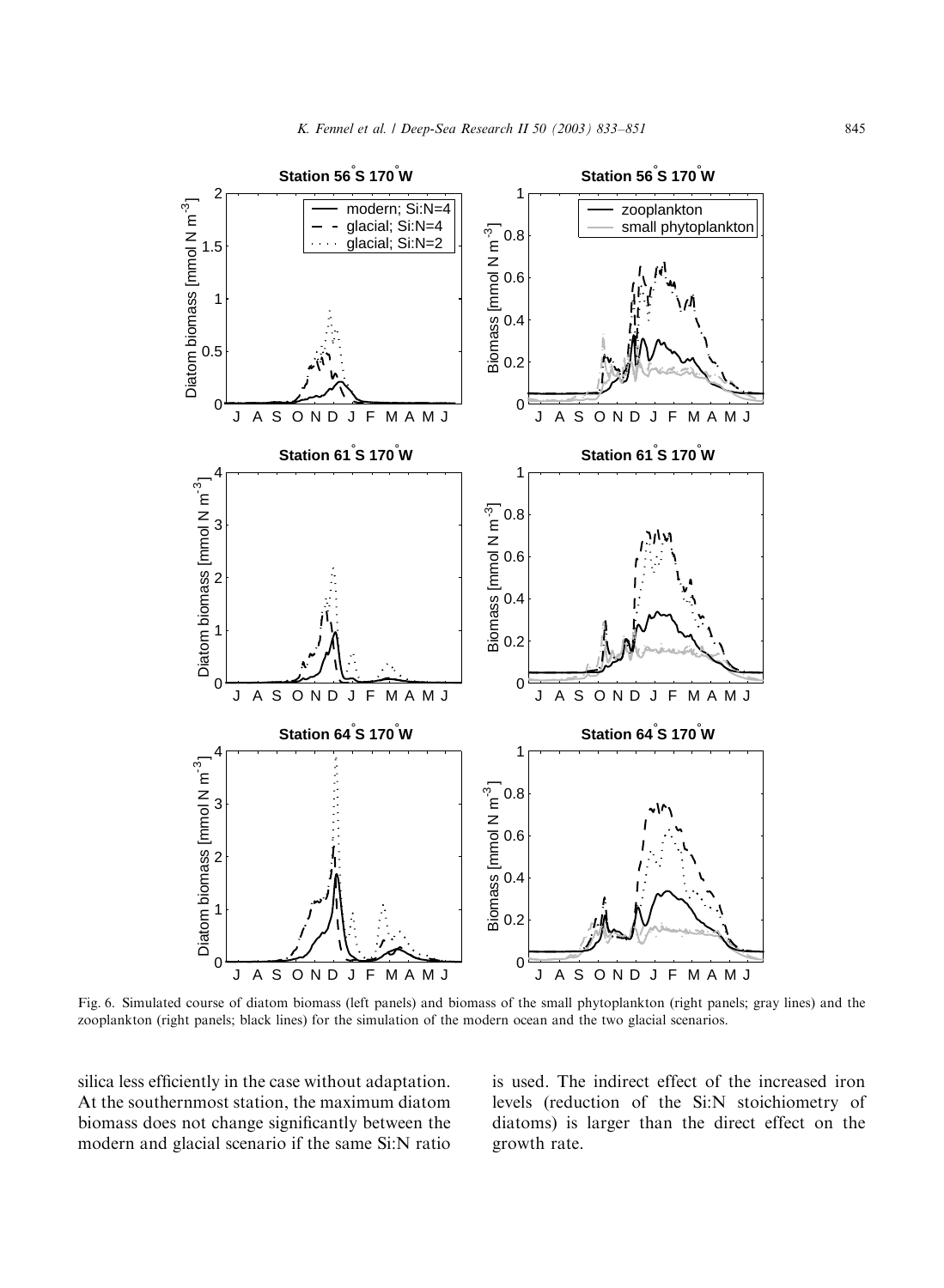Fig. 6. Simulated course of diatom biomass (left panels) and biomass of the small phytoplankton (right panels; gray lines) and the zooplankton (right panels; black lines) for the simulation of the modern ocean and the two glacial scenarios.

silica less efficiently in the case without adaptation. At the southernmost station, the maximum diatom biomass does not change significantly between the modern and glacial scenario if the same Si:N ratio is used. The indirect effect of the increased iron levels (reduction of the Si:N stoichiometry of diatoms) is larger than the direct effect on the growth rate.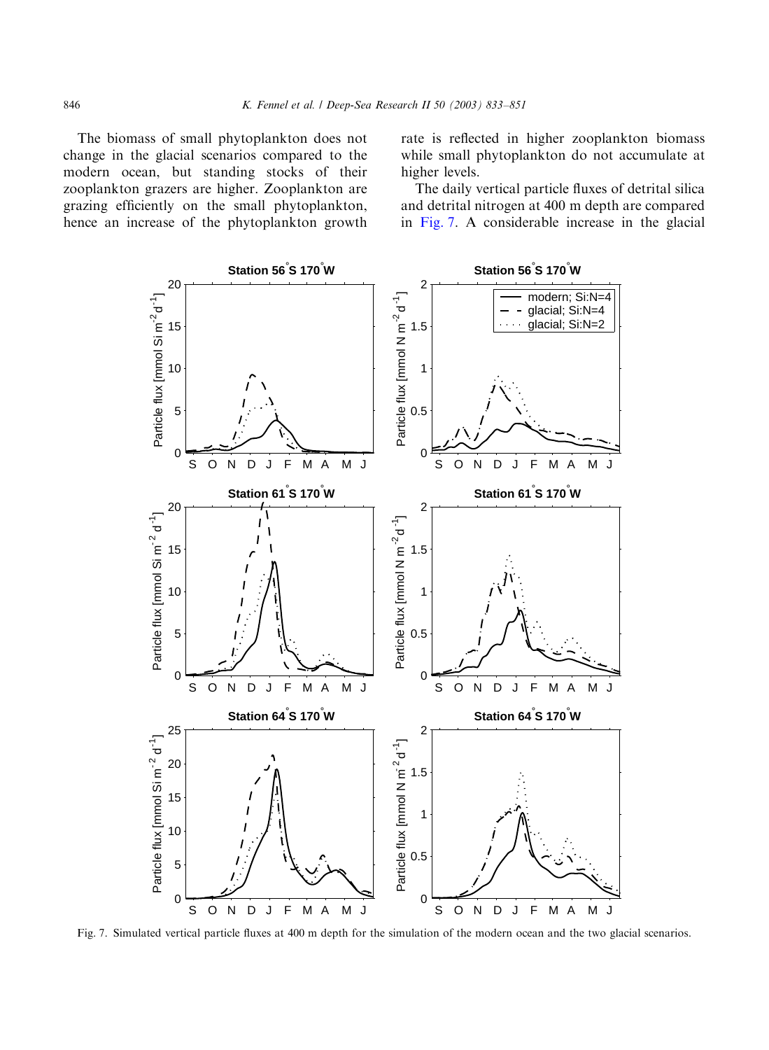The biomass of small phytoplankton does not change in the glacial scenarios compared to the modern ocean, but standing stocks of their zooplankton grazers are higher. Zooplankton are grazing efficiently on the small phytoplankton, hence an increase of the phytoplankton growth rate is reflected in higher zooplankton biomass while small phytoplankton do not accumulate at higher levels.

The daily vertical particle fluxes of detrital silica and detrital nitrogen at 400 m depth are compared in Fig. 7. A considerable increase in the glacial

Fig. 7. Simulated vertical particle fluxes at 400 m depth for the simulation of the modern ocean and the two glacial scenarios.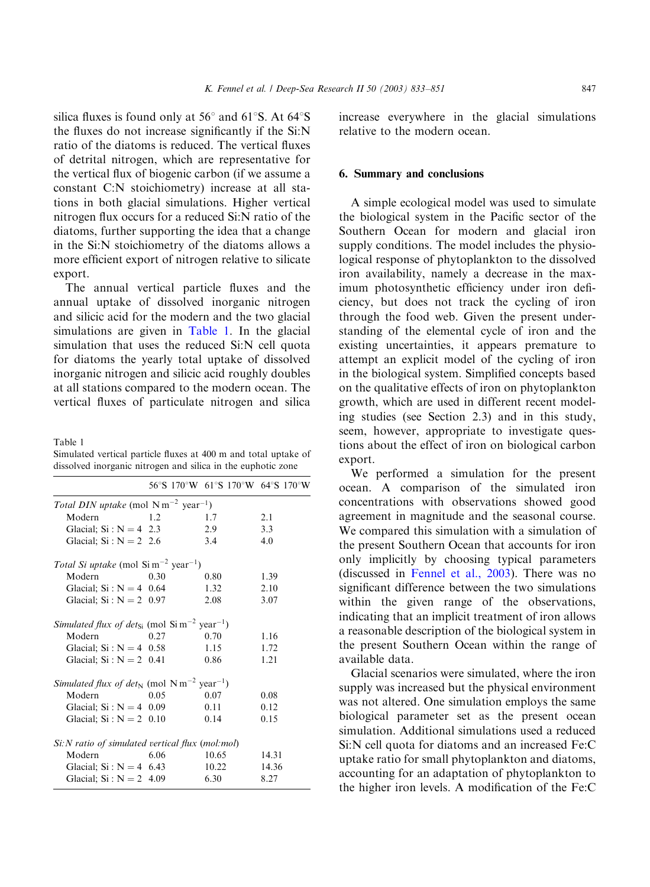silica fluxes is found only at 56° and 61°S. At 64°S the fluxes do not increase significantly if the Si:N ratio of the diatoms is reduced. The vertical fluxes of detrital nitrogen, which are representative for the vertical flux of biogenic carbon (if we assume a constant C:N stoichiometry) increase at all stations in both glacial simulations. Higher vertical nitrogen flux occurs for a reduced Si:N ratio of the diatoms, further supporting the idea that a change in the Si:N stoichiometry of the diatoms allows a more efficient export of nitrogen relative to silicate export.

The annual vertical particle fluxes and the annual uptake of dissolved inorganic nitrogen and silicic acid for the modern and the two glacial simulations are given in Table 1. In the glacial simulation that uses the reduced Si:N cell quota for diatoms the yearly total uptake of dissolved inorganic nitrogen and silicic acid roughly doubles at all stations compared to the modern ocean. The vertical fluxes of particulate nitrogen and silica increase everywhere in the glacial simulations relative to the modern ocean.

Table 1
Simulated vertical particle fluxes at 400 m and total uptake of dissolved inorganic nitrogen and silica in the euphotic zone

| | 56°S 170°W | 61°S 170°W | 64°S 170°W |
|---|---|---|---|
| *Total DIN uptake* (mol N $m^{-2}$ $year^{-1}$) | | | |
| Modern | 1.2 | 1.7 | 2.1 |
| Glacial; Si : N = 4 | 2.3 | 2.9 | 3.3 |
| Glacial; Si : N = 2 | 2.6 | 3.4 | 4.0 |
| *Total Si uptake* (mol Si $m^{-2}$ $year^{-1}$) | | | |
| Modern | 0.30 | 0.80 | 1.39 |
| Glacial; Si : N = 4 | 0.64 | 1.32 | 2.10 |
| Glacial; Si : N = 2 | 0.97 | 2.08 | 3.07 |
| *Simulated flux of* $det_{Si}$ (mol Si $m^{-2}$ $year^{-1}$) | | | |
| Modern | 0.27 | 0.70 | 1.16 |
| Glacial; Si : N = 4 | 0.58 | 1.15 | 1.72 |
| Glacial; Si : N = 2 | 0.41 | 0.86 | 1.21 |
| *Simulated flux of* $det_N$ (mol N $m^{-2}$ $year^{-1}$) | | | |
| Modern | 0.05 | 0.07 | 0.08 |
| Glacial; Si : N = 4 | 0.09 | 0.11 | 0.12 |
| Glacial; Si : N = 2 | 0.10 | 0.14 | 0.15 |
| *Si:N ratio of simulated vertical flux* (*mol:mol*) | | | |
| Modern | 6.06 | 10.65 | 14.31 |
| Glacial; Si : N = 4 | 6.43 | 10.22 | 14.36 |
| Glacial; Si : N = 2 | 4.09 | 6.30 | 8.27 |

## 6. Summary and conclusions

A simple ecological model was used to simulate the biological system in the Pacific sector of the Southern Ocean for modern and glacial iron supply conditions. The model includes the physiological response of phytoplankton to the dissolved iron availability, namely a decrease in the maximum photosynthetic efficiency under iron deficiency, but does not track the cycling of iron through the food web. Given the present understanding of the elemental cycle of iron and the existing uncertainties, it appears premature to attempt an explicit model of the cycling of iron in the biological system. Simplified concepts based on the qualitative effects of iron on phytoplankton growth, which are used in different recent modeling studies (see Section 2.3) and in this study, seem, however, appropriate to investigate questions about the effect of iron on biological carbon export.

We performed a simulation for the present ocean. A comparison of the simulated iron concentrations with observations showed good agreement in magnitude and the seasonal course. We compared this simulation with a simulation of the present Southern Ocean that accounts for iron only implicitly by choosing typical parameters (discussed in Fennel et al., 2003). There was no significant difference between the two simulations within the given range of the observations, indicating that an implicit treatment of iron allows a reasonable description of the biological system in the present Southern Ocean within the range of available data.

Glacial scenarios were simulated, where the iron supply was increased but the physical environment was not altered. One simulation employs the same biological parameter set as the present ocean simulation. Additional simulations used a reduced Si:N cell quota for diatoms and an increased Fe:C uptake ratio for small phytoplankton and diatoms, accounting for an adaptation of phytoplankton to the higher iron levels. A modification of the Fe:C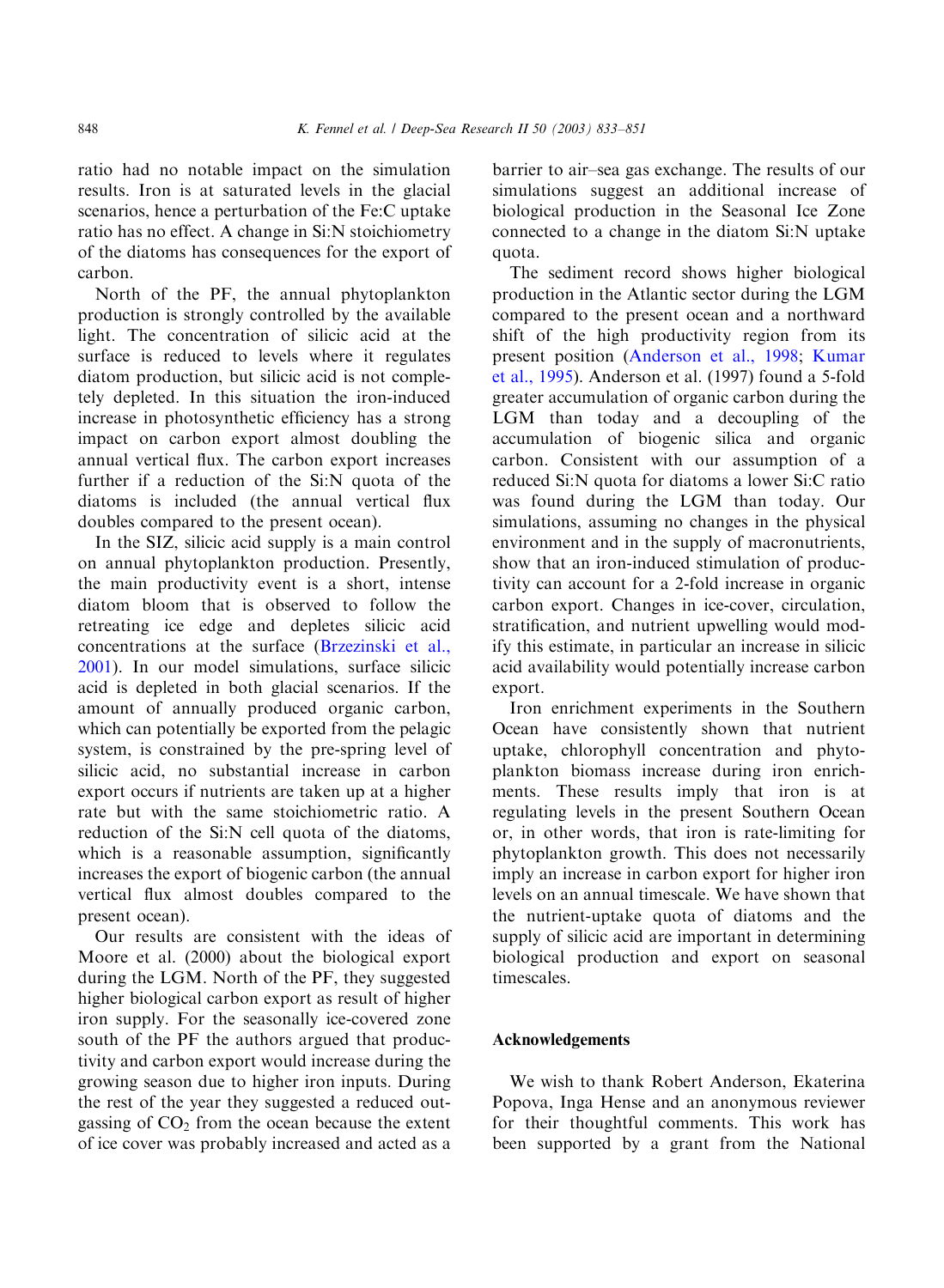ratio had no notable impact on the simulation results. Iron is at saturated levels in the glacial scenarios, hence a perturbation of the Fe:C uptake ratio has no effect. A change in Si:N stoichiometry of the diatoms has consequences for the export of carbon.

North of the PF, the annual phytoplankton production is strongly controlled by the available light. The concentration of silicic acid at the surface is reduced to levels where it regulates diatom production, but silicic acid is not completely depleted. In this situation the iron-induced increase in photosynthetic efficiency has a strong impact on carbon export almost doubling the annual vertical flux. The carbon export increases further if a reduction of the Si:N quota of the diatoms is included (the annual vertical flux doubles compared to the present ocean).

In the SIZ, silicic acid supply is a main control on annual phytoplankton production. Presently, the main productivity event is a short, intense diatom bloom that is observed to follow the retreating ice edge and depletes silicic acid concentrations at the surface (Brzezinski et al., 2001). In our model simulations, surface silicic acid is depleted in both glacial scenarios. If the amount of annually produced organic carbon, which can potentially be exported from the pelagic system, is constrained by the pre-spring level of silicic acid, no substantial increase in carbon export occurs if nutrients are taken up at a higher rate but with the same stoichiometric ratio. A reduction of the Si:N cell quota of the diatoms, which is a reasonable assumption, significantly increases the export of biogenic carbon (the annual vertical flux almost doubles compared to the present ocean).

Our results are consistent with the ideas of Moore et al. (2000) about the biological export during the LGM. North of the PF, they suggested higher biological carbon export as result of higher iron supply. For the seasonally ice-covered zone south of the PF the authors argued that productivity and carbon export would increase during the growing season due to higher iron inputs. During the rest of the year they suggested a reduced outgassing of $CO_2$ from the ocean because the extent of ice cover was probably increased and acted as a barrier to air–sea gas exchange. The results of our simulations suggest an additional increase of biological production in the Seasonal Ice Zone connected to a change in the diatom Si:N uptake quota.

The sediment record shows higher biological production in the Atlantic sector during the LGM compared to the present ocean and a northward shift of the high productivity region from its present position (Anderson et al., 1998; Kumar et al., 1995). Anderson et al. (1997) found a 5-fold greater accumulation of organic carbon during the LGM than today and a decoupling of the accumulation of biogenic silica and organic carbon. Consistent with our assumption of a reduced Si:N quota for diatoms a lower Si:C ratio was found during the LGM than today. Our simulations, assuming no changes in the physical environment and in the supply of macronutrients, show that an iron-induced stimulation of productivity can account for a 2-fold increase in organic carbon export. Changes in ice-cover, circulation, stratification, and nutrient upwelling would modify this estimate, in particular an increase in silicic acid availability would potentially increase carbon export.

Iron enrichment experiments in the Southern Ocean have consistently shown that nutrient uptake, chlorophyll concentration and phytoplankton biomass increase during iron enrichments. These results imply that iron is at regulating levels in the present Southern Ocean or, in other words, that iron is rate-limiting for phytoplankton growth. This does not necessarily imply an increase in carbon export for higher iron levels on an annual timescale. We have shown that the nutrient-uptake quota of diatoms and the supply of silicic acid are important in determining biological production and export on seasonal timescales.

## Acknowledgements

We wish to thank Robert Anderson, Ekaterina Popova, Inga Hense and an anonymous reviewer for their thoughtful comments. This work has been supported by a grant from the National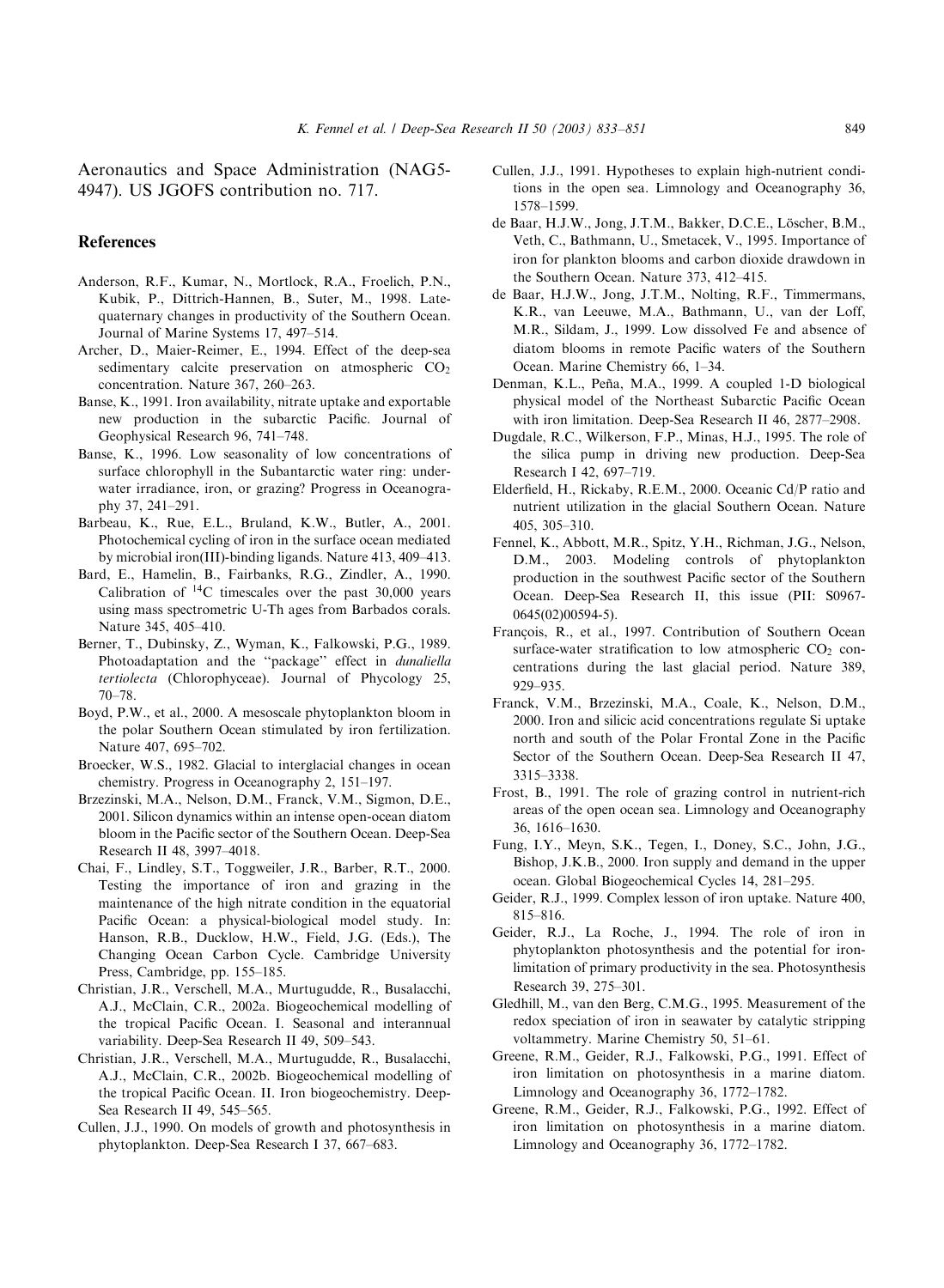Aeronautics and Space Administration (NAG5-4947). US JGOFS contribution no. 717.

## References

Anderson, R.F., Kumar, N., Mortlock, R.A., Froelich, P.N., Kubik, P., Dittrich-Hannen, B., Suter, M., 1998. Late-quaternary changes in productivity of the Southern Ocean. Journal of Marine Systems 17, 497–514.

Archer, D., Maier-Reimer, E., 1994. Effect of the deep-sea sedimentary calcite preservation on atmospheric $CO_2$ concentration. Nature 367, 260–263.

Banse, K., 1991. Iron availability, nitrate uptake and exportable new production in the subarctic Pacific. Journal of Geophysical Research 96, 741–748.

Banse, K., 1996. Low seasonality of low concentrations of surface chlorophyll in the Subantarctic water ring: underwater irradiance, iron, or grazing? Progress in Oceanography 37, 241–291.

Barbeau, K., Rue, E.L., Bruland, K.W., Butler, A., 2001. Photochemical cycling of iron in the surface ocean mediated by microbial iron(III)-binding ligands. Nature 413, 409–413.

Bard, E., Hamelin, B., Fairbanks, R.G., Zindler, A., 1990. Calibration of $^{14}C$ timescales over the past 30,000 years using mass spectrometric U-Th ages from Barbados corals. Nature 345, 405–410.

Berner, T., Dubinsky, Z., Wyman, K., Falkowski, P.G., 1989. Photoadaptation and the "package" effect in *dunaliella tertiolecta* (Chlorophyceae). Journal of Phycology 25, 70–78.

Boyd, P.W., et al., 2000. A mesoscale phytoplankton bloom in the polar Southern Ocean stimulated by iron fertilization. Nature 407, 695–702.

Broecker, W.S., 1982. Glacial to interglacial changes in ocean chemistry. Progress in Oceanography 2, 151–197.

Brzezinski, M.A., Nelson, D.M., Franck, V.M., Sigmon, D.E., 2001. Silicon dynamics within an intense open-ocean diatom bloom in the Pacific sector of the Southern Ocean. Deep-Sea Research II 48, 3997–4018.

Chai, F., Lindley, S.T., Toggweiler, J.R., Barber, R.T., 2000. Testing the importance of iron and grazing in the maintenance of the high nitrate condition in the equatorial Pacific Ocean: a physical-biological model study. In: Hanson, R.B., Ducklow, H.W., Field, J.G. (Eds.), The Changing Ocean Carbon Cycle. Cambridge University Press, Cambridge, pp. 155–185.

Christian, J.R., Verschell, M.A., Murtugudde, R., Busalacchi, A.J., McClain, C.R., 2002a. Biogeochemical modelling of the tropical Pacific Ocean. I. Seasonal and interannual variability. Deep-Sea Research II 49, 509–543.

Christian, J.R., Verschell, M.A., Murtugudde, R., Busalacchi, A.J., McClain, C.R., 2002b. Biogeochemical modelling of the tropical Pacific Ocean. II. Iron biogeochemistry. Deep-Sea Research II 49, 545–565.

Cullen, J.J., 1990. On models of growth and photosynthesis in phytoplankton. Deep-Sea Research I 37, 667–683.

Cullen, J.J., 1991. Hypotheses to explain high-nutrient conditions in the open sea. Limnology and Oceanography 36, 1578–1599.

de Baar, H.J.W., Jong, J.T.M., Bakker, D.C.E., Löscher, B.M., Veth, C., Bathmann, U., Smetacek, V., 1995. Importance of iron for plankton blooms and carbon dioxide drawdown in the Southern Ocean. Nature 373, 412–415.

de Baar, H.J.W., Jong, J.T.M., Nolting, R.F., Timmermans, K.R., van Leeuwe, M.A., Bathmann, U., van der Loff, M.R., Sildam, J., 1999. Low dissolved Fe and absence of diatom blooms in remote Pacific waters of the Southern Ocean. Marine Chemistry 66, 1–34.

Denman, K.L., Peña, M.A., 1999. A coupled 1-D biological physical model of the Northeast Subarctic Pacific Ocean with iron limitation. Deep-Sea Research II 46, 2877–2908.

Dugdale, R.C., Wilkerson, F.P., Minas, H.J., 1995. The role of the silica pump in driving new production. Deep-Sea Research I 42, 697–719.

Elderfield, H., Rickaby, R.E.M., 2000. Oceanic Cd/P ratio and nutrient utilization in the glacial Southern Ocean. Nature 405, 305–310.

Fennel, K., Abbott, M.R., Spitz, Y.H., Richman, J.G., Nelson, D.M., 2003. Modeling controls of phytoplankton production in the southwest Pacific sector of the Southern Ocean. Deep-Sea Research II, this issue (PII: S0967-0645(02)00594-5).

François, R., et al., 1997. Contribution of Southern Ocean surface-water stratification to low atmospheric $CO_2$ concentrations during the last glacial period. Nature 389, 929–935.

Franck, V.M., Brzezinski, M.A., Coale, K., Nelson, D.M., 2000. Iron and silicic acid concentrations regulate Si uptake north and south of the Polar Frontal Zone in the Pacific Sector of the Southern Ocean. Deep-Sea Research II 47, 3315–3338.

Frost, B., 1991. The role of grazing control in nutrient-rich areas of the open ocean sea. Limnology and Oceanography 36, 1616–1630.

Fung, I.Y., Meyn, S.K., Tegen, I., Doney, S.C., John, J.G., Bishop, J.K.B., 2000. Iron supply and demand in the upper ocean. Global Biogeochemical Cycles 14, 281–295.

Geider, R.J., 1999. Complex lesson of iron uptake. Nature 400, 815–816.

Geider, R.J., La Roche, J., 1994. The role of iron in phytoplankton photosynthesis and the potential for iron-limitation of primary productivity in the sea. Photosynthesis Research 39, 275–301.

Gledhill, M., van den Berg, C.M.G., 1995. Measurement of the redox speciation of iron in seawater by catalytic stripping voltammetry. Marine Chemistry 50, 51–61.

Greene, R.M., Geider, R.J., Falkowski, P.G., 1991. Effect of iron limitation on photosynthesis in a marine diatom. Limnology and Oceanography 36, 1772–1782.

Greene, R.M., Geider, R.J., Falkowski, P.G., 1992. Effect of iron limitation on photosynthesis in a marine diatom. Limnology and Oceanography 36, 1772–1782.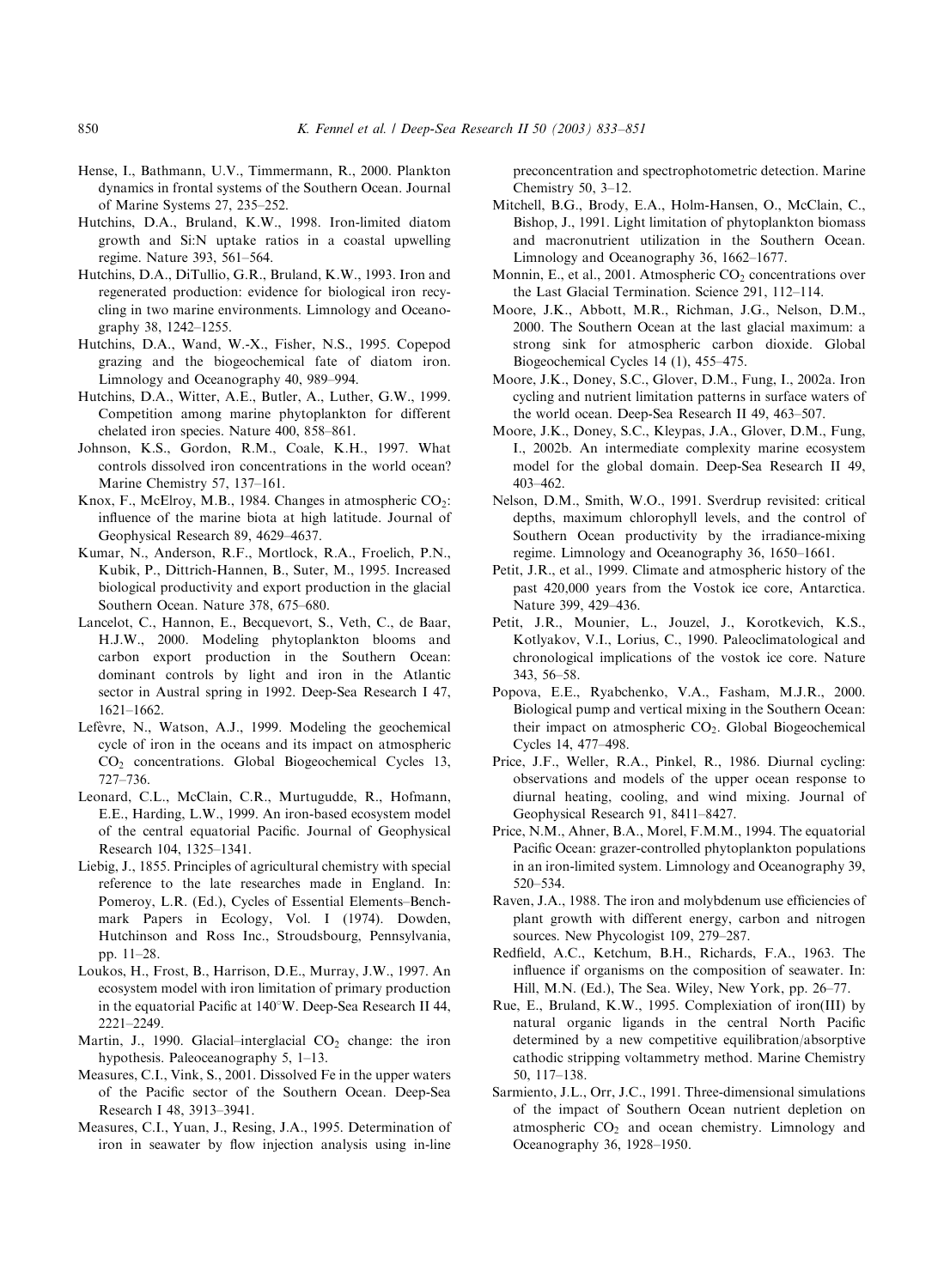Hense, I., Bathmann, U.V., Timmermann, R., 2000. Plankton dynamics in frontal systems of the Southern Ocean. Journal of Marine Systems 27, 235–252.

Hutchins, D.A., Bruland, K.W., 1998. Iron-limited diatom growth and Si:N uptake ratios in a coastal upwelling regime. Nature 393, 561–564.

Hutchins, D.A., DiTullio, G.R., Bruland, K.W., 1993. Iron and regenerated production: evidence for biological iron recycling in two marine environments. Limnology and Oceanography 38, 1242–1255.

Hutchins, D.A., Wand, W.-X., Fisher, N.S., 1995. Copepod grazing and the biogeochemical fate of diatom iron. Limnology and Oceanography 40, 989–994.

Hutchins, D.A., Witter, A.E., Butler, A., Luther, G.W., 1999. Competition among marine phytoplankton for different chelated iron species. Nature 400, 858–861.

Johnson, K.S., Gordon, R.M., Coale, K.H., 1997. What controls dissolved iron concentrations in the world ocean? Marine Chemistry 57, 137–161.

Knox, F., McElroy, M.B., 1984. Changes in atmospheric $CO_2$: influence of the marine biota at high latitude. Journal of Geophysical Research 89, 4629–4637.

Kumar, N., Anderson, R.F., Mortlock, R.A., Froelich, P.N., Kubik, P., Dittrich-Hannen, B., Suter, M., 1995. Increased biological productivity and export production in the glacial Southern Ocean. Nature 378, 675–680.

Lancelot, C., Hannon, E., Becquevort, S., Veth, C., de Baar, H.J.W., 2000. Modeling phytoplankton blooms and carbon export production in the Southern Ocean: dominant controls by light and iron in the Atlantic sector in Austral spring in 1992. Deep-Sea Research I 47, 1621–1662.

Lefèvre, N., Watson, A.J., 1999. Modeling the geochemical cycle of iron in the oceans and its impact on atmospheric $CO_2$ concentrations. Global Biogeochemical Cycles 13, 727–736.

Leonard, C.L., McClain, C.R., Murtugudde, R., Hofmann, E.E., Harding, L.W., 1999. An iron-based ecosystem model of the central equatorial Pacific. Journal of Geophysical Research 104, 1325–1341.

Liebig, J., 1855. Principles of agricultural chemistry with special reference to the late researches made in England. In: Pomeroy, L.R. (Ed.), Cycles of Essential Elements–Benchmark Papers in Ecology, Vol. I (1974). Dowden, Hutchinson and Ross Inc., Stroudsbourg, Pennsylvania, pp. 11–28.

Loukos, H., Frost, B., Harrison, D.E., Murray, J.W., 1997. An ecosystem model with iron limitation of primary production in the equatorial Pacific at 140°W. Deep-Sea Research II 44, 2221–2249.

Martin, J., 1990. Glacial–interglacial $CO_2$ change: the iron hypothesis. Paleoceanography 5, 1–13.

Measures, C.I., Vink, S., 2001. Dissolved Fe in the upper waters of the Pacific sector of the Southern Ocean. Deep-Sea Research I 48, 3913–3941.

Measures, C.I., Yuan, J., Resing, J.A., 1995. Determination of iron in seawater by flow injection analysis using in-line preconcentration and spectrophotometric detection. Marine Chemistry 50, 3–12.

Mitchell, B.G., Brody, E.A., Holm-Hansen, O., McClain, C., Bishop, J., 1991. Light limitation of phytoplankton biomass and macronutrient utilization in the Southern Ocean. Limnology and Oceanography 36, 1662–1677.

Monnin, E., et al., 2001. Atmospheric $CO_2$ concentrations over the Last Glacial Termination. Science 291, 112–114.

Moore, J.K., Abbott, M.R., Richman, J.G., Nelson, D.M., 2000. The Southern Ocean at the last glacial maximum: a strong sink for atmospheric carbon dioxide. Global Biogeochemical Cycles 14 (1), 455–475.

Moore, J.K., Doney, S.C., Glover, D.M., Fung, I., 2002a. Iron cycling and nutrient limitation patterns in surface waters of the world ocean. Deep-Sea Research II 49, 463–507.

Moore, J.K., Doney, S.C., Kleypas, J.A., Glover, D.M., Fung, I., 2002b. An intermediate complexity marine ecosystem model for the global domain. Deep-Sea Research II 49, 403–462.

Nelson, D.M., Smith, W.O., 1991. Sverdrup revisited: critical depths, maximum chlorophyll levels, and the control of Southern Ocean productivity by the irradiance-mixing regime. Limnology and Oceanography 36, 1650–1661.

Petit, J.R., et al., 1999. Climate and atmospheric history of the past 420,000 years from the Vostok ice core, Antarctica. Nature 399, 429–436.

Petit, J.R., Mounier, L., Jouzel, J., Korotkevich, K.S., Kotlyakov, V.I., Lorius, C., 1990. Paleoclimatological and chronological implications of the vostok ice core. Nature 343, 56–58.

Popova, E.E., Ryabchenko, V.A., Fasham, M.J.R., 2000. Biological pump and vertical mixing in the Southern Ocean: their impact on atmospheric $CO_2$. Global Biogeochemical Cycles 14, 477–498.

Price, J.F., Weller, R.A., Pinkel, R., 1986. Diurnal cycling: observations and models of the upper ocean response to diurnal heating, cooling, and wind mixing. Journal of Geophysical Research 91, 8411–8427.

Price, N.M., Ahner, B.A., Morel, F.M.M., 1994. The equatorial Pacific Ocean: grazer-controlled phytoplankton populations in an iron-limited system. Limnology and Oceanography 39, 520–534.

Raven, J.A., 1988. The iron and molybdenum use efficiencies of plant growth with different energy, carbon and nitrogen sources. New Phycologist 109, 279–287.

Redfield, A.C., Ketchum, B.H., Richards, F.A., 1963. The influence of organisms on the composition of seawater. In: Hill, M.N. (Ed.), The Sea. Wiley, New York, pp. 26–77.

Rue, E., Bruland, K.W., 1995. Complexiation of iron(III) by natural organic ligands in the central North Pacific determined by a new competitive equilibration/absorptive cathodic stripping voltammetry method. Marine Chemistry 50, 117–138.

Sarmiento, J.L., Orr, J.C., 1991. Three-dimensional simulations of the impact of Southern Ocean nutrient depletion on atmospheric $CO_2$ and ocean chemistry. Limnology and Oceanography 36, 1928–1950.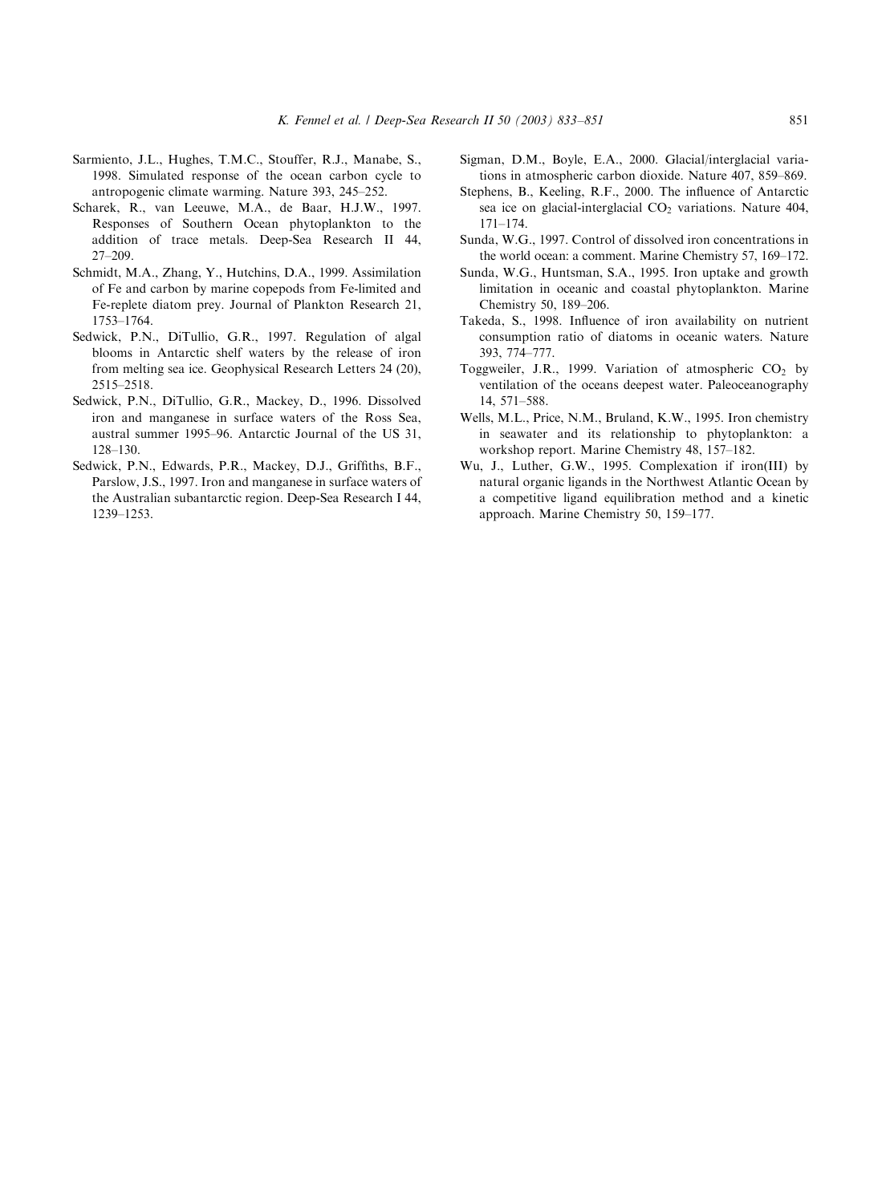Sarmiento, J.L., Hughes, T.M.C., Stouffer, R.J., Manabe, S., 1998. Simulated response of the ocean carbon cycle to antropogenic climate warming. Nature 393, 245–252.

Scharek, R., van Leeuwe, M.A., de Baar, H.J.W., 1997. Responses of Southern Ocean phytoplankton to the addition of trace metals. Deep-Sea Research II 44, 27–209.

Schmidt, M.A., Zhang, Y., Hutchins, D.A., 1999. Assimilation of Fe and carbon by marine copepods from Fe-limited and Fe-replete diatom prey. Journal of Plankton Research 21, 1753–1764.

Sedwick, P.N., DiTullio, G.R., 1997. Regulation of algal blooms in Antarctic shelf waters by the release of iron from melting sea ice. Geophysical Research Letters 24 (20), 2515–2518.

Sedwick, P.N., DiTullio, G.R., Mackey, D., 1996. Dissolved iron and manganese in surface waters of the Ross Sea, austral summer 1995–96. Antarctic Journal of the US 31, 128–130.

Sedwick, P.N., Edwards, P.R., Mackey, D.J., Griffiths, B.F., Parslow, J.S., 1997. Iron and manganese in surface waters of the Australian subantarctic region. Deep-Sea Research I 44, 1239–1253.

Sigman, D.M., Boyle, E.A., 2000. Glacial/interglacial variations in atmospheric carbon dioxide. Nature 407, 859–869.

Stephens, B., Keeling, R.F., 2000. The influence of Antarctic sea ice on glacial-interglacial $CO_2$ variations. Nature 404, 171–174.

Sunda, W.G., 1997. Control of dissolved iron concentrations in the world ocean: a comment. Marine Chemistry 57, 169–172.

Sunda, W.G., Huntsman, S.A., 1995. Iron uptake and growth limitation in oceanic and coastal phytoplankton. Marine Chemistry 50, 189–206.

Takeda, S., 1998. Influence of iron availability on nutrient consumption ratio of diatoms in oceanic waters. Nature 393, 774–777.

Toggweiler, J.R., 1999. Variation of atmospheric $CO_2$ by ventilation of the oceans deepest water. Paleoceanography 14, 571–588.

Wells, M.L., Price, N.M., Bruland, K.W., 1995. Iron chemistry in seawater and its relationship to phytoplankton: a workshop report. Marine Chemistry 48, 157–182.

Wu, J., Luther, G.W., 1995. Complexation if iron(III) by natural organic ligands in the Northwest Atlantic Ocean by a competitive ligand equilibration method and a kinetic approach. Marine Chemistry 50, 159–177.